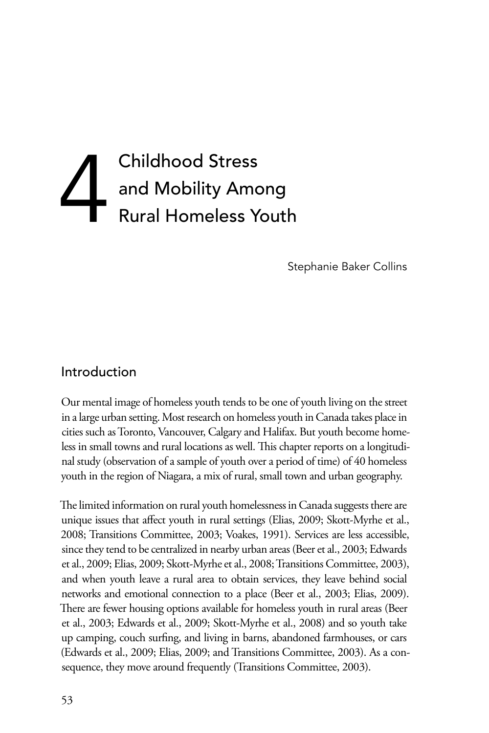# 4 Childhood Stress and Mobility Among Rural Homeless Youth

Stephanie Baker Collins

## Introduction

Our mental image of homeless youth tends to be one of youth living on the street in a large urban setting. Most research on homeless youth in Canada takes place in cities such as Toronto, Vancouver, Calgary and Halifax. But youth become homeless in small towns and rural locations as well. This chapter reports on a longitudinal study (observation of a sample of youth over a period of time) of 40 homeless youth in the region of Niagara, a mix of rural, small town and urban geography.

The limited information on rural youth homelessness in Canada suggests there are unique issues that affect youth in rural settings (Elias, 2009; Skott-Myrhe et al., 2008; Transitions Committee, 2003; Voakes, 1991). Services are less accessible, since they tend to be centralized in nearby urban areas (Beer et al., 2003; Edwards et al., 2009; Elias, 2009; Skott-Myrhe et al., 2008; Transitions Committee, 2003), and when youth leave a rural area to obtain services, they leave behind social networks and emotional connection to a place (Beer et al., 2003; Elias, 2009). There are fewer housing options available for homeless youth in rural areas (Beer et al., 2003; Edwards et al., 2009; Skott-Myrhe et al., 2008) and so youth take up camping, couch surfing, and living in barns, abandoned farmhouses, or cars (Edwards et al., 2009; Elias, 2009; and Transitions Committee, 2003). As a consequence, they move around frequently (Transitions Committee, 2003).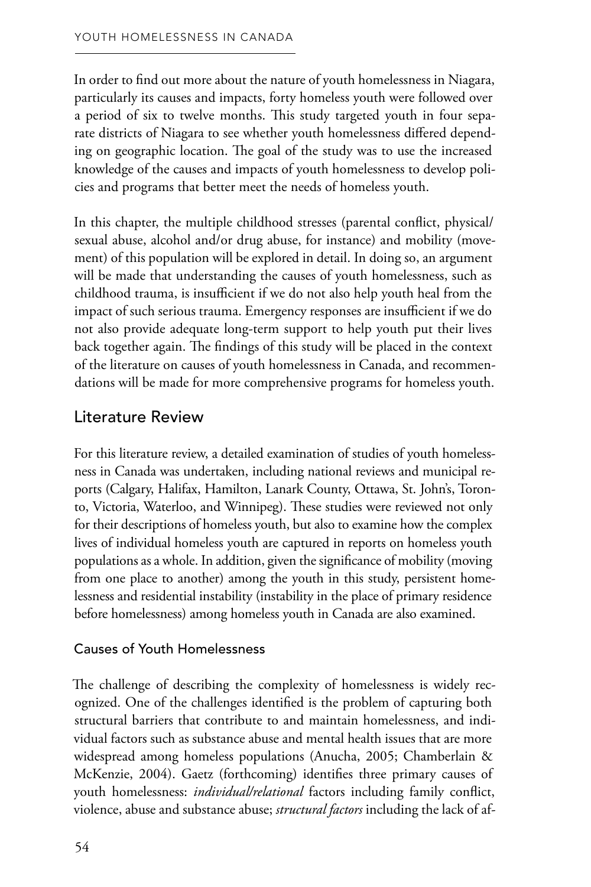In order to find out more about the nature of youth homelessness in Niagara, particularly its causes and impacts, forty homeless youth were followed over a period of six to twelve months. This study targeted youth in four separate districts of Niagara to see whether youth homelessness differed depending on geographic location. The goal of the study was to use the increased knowledge of the causes and impacts of youth homelessness to develop policies and programs that better meet the needs of homeless youth.

In this chapter, the multiple childhood stresses (parental conflict, physical/sexual abuse, alcohol and/or drug abuse, for instance) and mobility (movement) of this population will be explored in detail. In doing so, an argument will be made that understanding the causes of youth homelessness, such as childhood trauma, is insufficient if we do not also help youth heal from the impact of such serious trauma. Emergency responses are insufficient if we do not also provide adequate long-term support to help youth put their lives back together again. The findings of this study will be placed in the context of the literature on causes of youth homelessness in Canada, and recommendations will be made for more comprehensive programs for homeless youth.

## Literature Review

For this literature review, a detailed examination of studies of youth homelessness in Canada was undertaken, including national reviews and municipal reports (Calgary, Halifax, Hamilton, Lanark County, Ottawa, St. John's, Toronto, Victoria, Waterloo, and Winnipeg). These studies were reviewed not only for their descriptions of homeless youth, but also to examine how the complex lives of individual homeless youth are captured in reports on homeless youth populations as a whole. In addition, given the significance of mobility (moving from one place to another) among the youth in this study, persistent homelessness and residential instability (instability in the place of primary residence before homelessness) among homeless youth in Canada are also examined.

### Causes of Youth Homelessness

The challenge of describing the complexity of homelessness is widely recognized. One of the challenges identified is the problem of capturing both structural barriers that contribute to and maintain homelessness, and individual factors such as substance abuse and mental health issues that are more widespread among homeless populations (Anucha, 2005; Chamberlain & McKenzie, 2004). Gaetz (forthcoming) identifies three primary causes of youth homelessness: *individual/relational* factors including family conflict, violence, abuse and substance abuse; *structural factors* including the lack of af-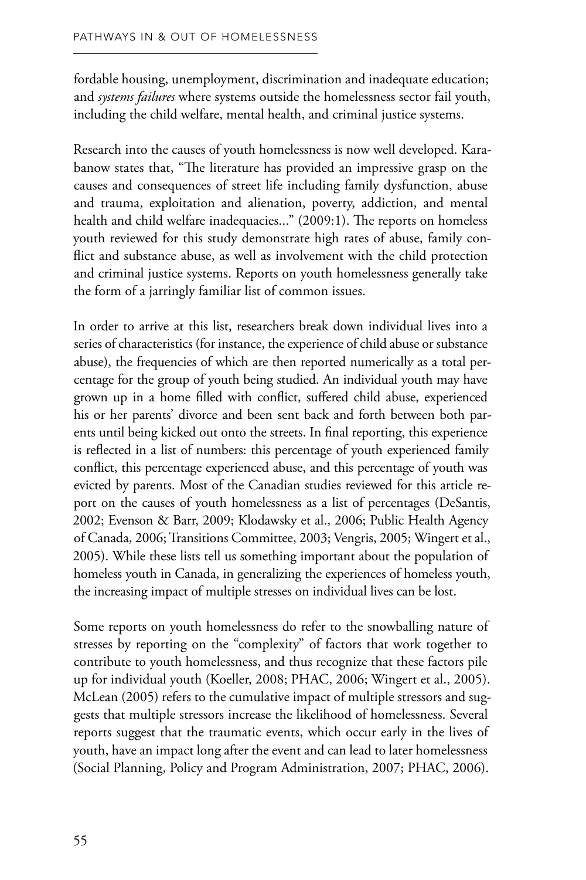fordable housing, unemployment, discrimination and inadequate education; and *systems failures* where systems outside the homelessness sector fail youth, including the child welfare, mental health, and criminal justice systems.

Research into the causes of youth homelessness is now well developed. Karabanow states that, "The literature has provided an impressive grasp on the causes and consequences of street life including family dysfunction, abuse and trauma, exploitation and alienation, poverty, addiction, and mental health and child welfare inadequacies..." (2009:1). The reports on homeless youth reviewed for this study demonstrate high rates of abuse, family conflict and substance abuse, as well as involvement with the child protection and criminal justice systems. Reports on youth homelessness generally take the form of a jarringly familiar list of common issues.

In order to arrive at this list, researchers break down individual lives into a series of characteristics (for instance, the experience of child abuse or substance abuse), the frequencies of which are then reported numerically as a total percentage for the group of youth being studied. An individual youth may have grown up in a home filled with conflict, suffered child abuse, experienced his or her parents' divorce and been sent back and forth between both parents until being kicked out onto the streets. In final reporting, this experience is reflected in a list of numbers: this percentage of youth experienced family conflict, this percentage experienced abuse, and this percentage of youth was evicted by parents. Most of the Canadian studies reviewed for this article report on the causes of youth homelessness as a list of percentages (DeSantis, 2002; Evenson & Barr, 2009; Klodawsky et al., 2006; Public Health Agency of Canada, 2006; Transitions Committee, 2003; Vengris, 2005; Wingert et al., 2005). While these lists tell us something important about the population of homeless youth in Canada, in generalizing the experiences of homeless youth, the increasing impact of multiple stresses on individual lives can be lost.

Some reports on youth homelessness do refer to the snowballing nature of stresses by reporting on the "complexity" of factors that work together to contribute to youth homelessness, and thus recognize that these factors pile up for individual youth (Koeller, 2008; PHAC, 2006; Wingert et al., 2005). McLean (2005) refers to the cumulative impact of multiple stressors and suggests that multiple stressors increase the likelihood of homelessness. Several reports suggest that the traumatic events, which occur early in the lives of youth, have an impact long after the event and can lead to later homelessness (Social Planning, Policy and Program Administration, 2007; PHAC, 2006).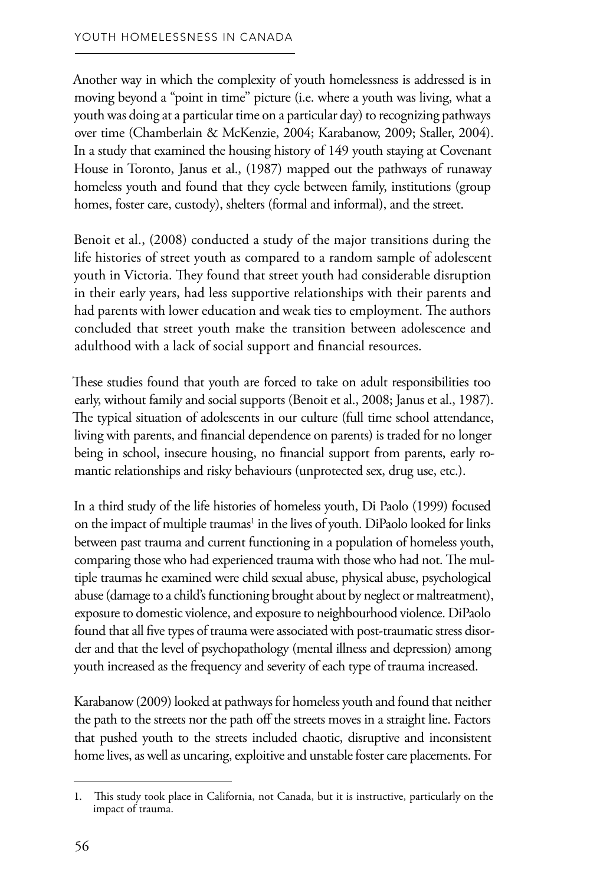Another way in which the complexity of youth homelessness is addressed is in moving beyond a "point in time" picture (i.e. where a youth was living, what a youth was doing at a particular time on a particular day) to recognizing pathways over time (Chamberlain & McKenzie, 2004; Karabanow, 2009; Staller, 2004). In a study that examined the housing history of 149 youth staying at Covenant House in Toronto, Janus et al., (1987) mapped out the pathways of runaway homeless youth and found that they cycle between family, institutions (group homes, foster care, custody), shelters (formal and informal), and the street.

Benoit et al., (2008) conducted a study of the major transitions during the life histories of street youth as compared to a random sample of adolescent youth in Victoria. They found that street youth had considerable disruption in their early years, had less supportive relationships with their parents and had parents with lower education and weak ties to employment. The authors concluded that street youth make the transition between adolescence and adulthood with a lack of social support and financial resources.

These studies found that youth are forced to take on adult responsibilities too early, without family and social supports (Benoit et al., 2008; Janus et al., 1987). The typical situation of adolescents in our culture (full time school attendance, living with parents, and financial dependence on parents) is traded for no longer being in school, insecure housing, no financial support from parents, early romantic relationships and risky behaviours (unprotected sex, drug use, etc.).

In a third study of the life histories of homeless youth, Di Paolo (1999) focused on the impact of multiple traumas[1] in the lives of youth. DiPaolo looked for links between past trauma and current functioning in a population of homeless youth, comparing those who had experienced trauma with those who had not. The multiple traumas he examined were child sexual abuse, physical abuse, psychological abuse (damage to a child's functioning brought about by neglect or maltreatment), exposure to domestic violence, and exposure to neighbourhood violence. DiPaolo found that all five types of trauma were associated with post-traumatic stress disorder and that the level of psychopathology (mental illness and depression) among youth increased as the frequency and severity of each type of trauma increased.

Karabanow (2009) looked at pathways for homeless youth and found that neither the path to the streets nor the path off the streets moves in a straight line. Factors that pushed youth to the streets included chaotic, disruptive and inconsistent home lives, as well as uncaring, exploitive and unstable foster care placements. For

---

1. This study took place in California, not Canada, but it is instructive, particularly on the impact of trauma.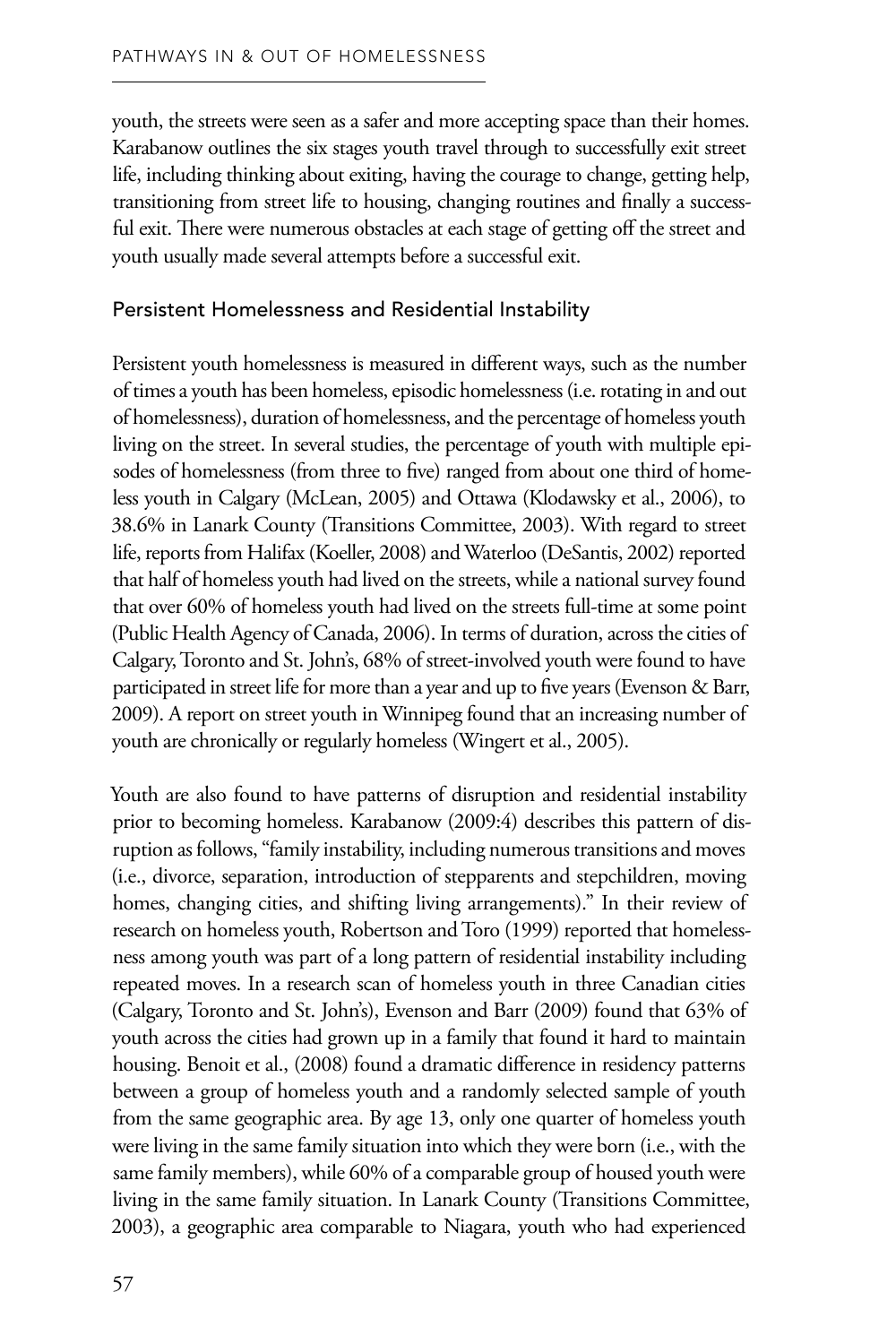youth, the streets were seen as a safer and more accepting space than their homes. Karabanow outlines the six stages youth travel through to successfully exit street life, including thinking about exiting, having the courage to change, getting help, transitioning from street life to housing, changing routines and finally a successful exit. There were numerous obstacles at each stage of getting off the street and youth usually made several attempts before a successful exit.

### Persistent Homelessness and Residential Instability

Persistent youth homelessness is measured in different ways, such as the number of times a youth has been homeless, episodic homelessness (i.e. rotating in and out of homelessness), duration of homelessness, and the percentage of homeless youth living on the street. In several studies, the percentage of youth with multiple episodes of homelessness (from three to five) ranged from about one third of homeless youth in Calgary (McLean, 2005) and Ottawa (Klodawsky et al., 2006), to 38.6% in Lanark County (Transitions Committee, 2003). With regard to street life, reports from Halifax (Koeller, 2008) and Waterloo (DeSantis, 2002) reported that half of homeless youth had lived on the streets, while a national survey found that over 60% of homeless youth had lived on the streets full-time at some point (Public Health Agency of Canada, 2006). In terms of duration, across the cities of Calgary, Toronto and St. John's, 68% of street-involved youth were found to have participated in street life for more than a year and up to five years (Evenson & Barr, 2009). A report on street youth in Winnipeg found that an increasing number of youth are chronically or regularly homeless (Wingert et al., 2005).

Youth are also found to have patterns of disruption and residential instability prior to becoming homeless. Karabanow (2009:4) describes this pattern of disruption as follows, "family instability, including numerous transitions and moves (i.e., divorce, separation, introduction of stepparents and stepchildren, moving homes, changing cities, and shifting living arrangements)." In their review of research on homeless youth, Robertson and Toro (1999) reported that homelessness among youth was part of a long pattern of residential instability including repeated moves. In a research scan of homeless youth in three Canadian cities (Calgary, Toronto and St. John's), Evenson and Barr (2009) found that 63% of youth across the cities had grown up in a family that found it hard to maintain housing. Benoit et al., (2008) found a dramatic difference in residency patterns between a group of homeless youth and a randomly selected sample of youth from the same geographic area. By age 13, only one quarter of homeless youth were living in the same family situation into which they were born (i.e., with the same family members), while 60% of a comparable group of housed youth were living in the same family situation. In Lanark County (Transitions Committee, 2003), a geographic area comparable to Niagara, youth who had experienced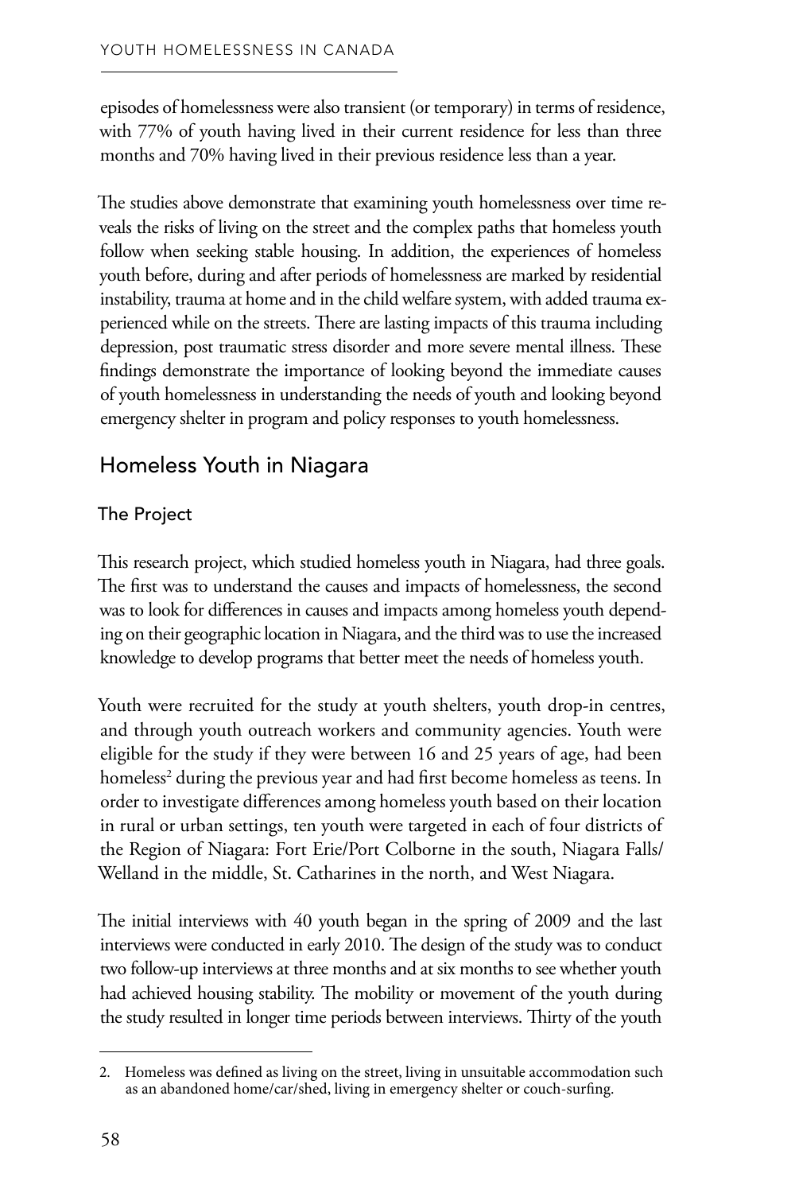episodes of homelessness were also transient (or temporary) in terms of residence, with 77% of youth having lived in their current residence for less than three months and 70% having lived in their previous residence less than a year.

The studies above demonstrate that examining youth homelessness over time reveals the risks of living on the street and the complex paths that homeless youth follow when seeking stable housing. In addition, the experiences of homeless youth before, during and after periods of homelessness are marked by residential instability, trauma at home and in the child welfare system, with added trauma experienced while on the streets. There are lasting impacts of this trauma including depression, post traumatic stress disorder and more severe mental illness. These findings demonstrate the importance of looking beyond the immediate causes of youth homelessness in understanding the needs of youth and looking beyond emergency shelter in program and policy responses to youth homelessness.

## Homeless Youth in Niagara

### The Project

This research project, which studied homeless youth in Niagara, had three goals. The first was to understand the causes and impacts of homelessness, the second was to look for differences in causes and impacts among homeless youth depending on their geographic location in Niagara, and the third was to use the increased knowledge to develop programs that better meet the needs of homeless youth.

Youth were recruited for the study at youth shelters, youth drop-in centres, and through youth outreach workers and community agencies. Youth were eligible for the study if they were between 16 and 25 years of age, had been homeless[2] during the previous year and had first become homeless as teens. In order to investigate differences among homeless youth based on their location in rural or urban settings, ten youth were targeted in each of four districts of the Region of Niagara: Fort Erie/Port Colborne in the south, Niagara Falls/Welland in the middle, St. Catharines in the north, and West Niagara.

The initial interviews with 40 youth began in the spring of 2009 and the last interviews were conducted in early 2010. The design of the study was to conduct two follow-up interviews at three months and at six months to see whether youth had achieved housing stability. The mobility or movement of the youth during the study resulted in longer time periods between interviews. Thirty of the youth

---

2. Homeless was defined as living on the street, living in unsuitable accommodation such as an abandoned home/car/shed, living in emergency shelter or couch-surfing.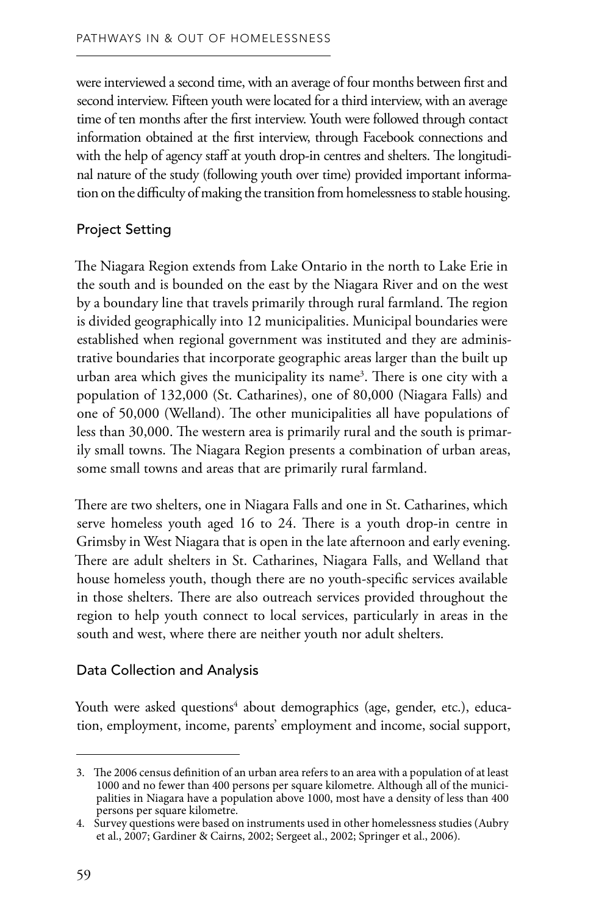were interviewed a second time, with an average of four months between first and second interview. Fifteen youth were located for a third interview, with an average time of ten months after the first interview. Youth were followed through contact information obtained at the first interview, through Facebook connections and with the help of agency staff at youth drop-in centres and shelters. The longitudinal nature of the study (following youth over time) provided important information on the difficulty of making the transition from homelessness to stable housing.

### Project Setting

The Niagara Region extends from Lake Ontario in the north to Lake Erie in the south and is bounded on the east by the Niagara River and on the west by a boundary line that travels primarily through rural farmland. The region is divided geographically into 12 municipalities. Municipal boundaries were established when regional government was instituted and they are administrative boundaries that incorporate geographic areas larger than the built up urban area which gives the municipality its name[3]. There is one city with a population of 132,000 (St. Catharines), one of 80,000 (Niagara Falls) and one of 50,000 (Welland). The other municipalities all have populations of less than 30,000. The western area is primarily rural and the south is primarily small towns. The Niagara Region presents a combination of urban areas, some small towns and areas that are primarily rural farmland.

There are two shelters, one in Niagara Falls and one in St. Catharines, which serve homeless youth aged 16 to 24. There is a youth drop-in centre in Grimsby in West Niagara that is open in the late afternoon and early evening. There are adult shelters in St. Catharines, Niagara Falls, and Welland that house homeless youth, though there are no youth-specific services available in those shelters. There are also outreach services provided throughout the region to help youth connect to local services, particularly in areas in the south and west, where there are neither youth nor adult shelters.

### Data Collection and Analysis

Youth were asked questions[4] about demographics (age, gender, etc.), education, employment, income, parents' employment and income, social support,

---

3. The 2006 census definition of an urban area refers to an area with a population of at least 1000 and no fewer than 400 persons per square kilometre. Although all of the municipalities in Niagara have a population above 1000, most have a density of less than 400 persons per square kilometre.
4. Survey questions were based on instruments used in other homelessness studies (Aubry et al., 2007; Gardiner & Cairns, 2002; Sergeet al., 2002; Springer et al., 2006).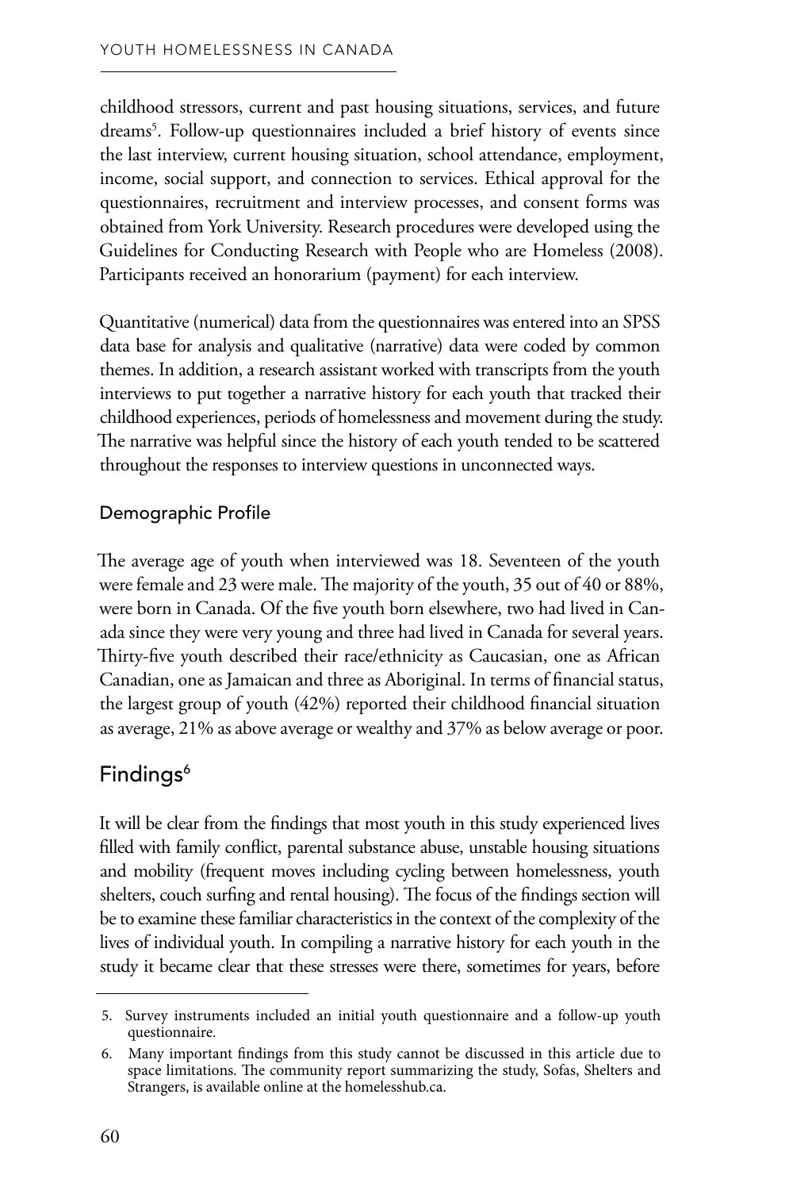childhood stressors, current and past housing situations, services, and future dreams[5]. Follow-up questionnaires included a brief history of events since the last interview, current housing situation, school attendance, employment, income, social support, and connection to services. Ethical approval for the questionnaires, recruitment and interview processes, and consent forms was obtained from York University. Research procedures were developed using the Guidelines for Conducting Research with People who are Homeless (2008). Participants received an honorarium (payment) for each interview.

Quantitative (numerical) data from the questionnaires was entered into an SPSS data base for analysis and qualitative (narrative) data were coded by common themes. In addition, a research assistant worked with transcripts from the youth interviews to put together a narrative history for each youth that tracked their childhood experiences, periods of homelessness and movement during the study. The narrative was helpful since the history of each youth tended to be scattered throughout the responses to interview questions in unconnected ways.

### Demographic Profile

The average age of youth when interviewed was 18. Seventeen of the youth were female and 23 were male. The majority of the youth, 35 out of 40 or 88%, were born in Canada. Of the five youth born elsewhere, two had lived in Canada since they were very young and three had lived in Canada for several years. Thirty-five youth described their race/ethnicity as Caucasian, one as African Canadian, one as Jamaican and three as Aboriginal. In terms of financial status, the largest group of youth (42%) reported their childhood financial situation as average, 21% as above average or wealthy and 37% as below average or poor.

## Findings[6]

It will be clear from the findings that most youth in this study experienced lives filled with family conflict, parental substance abuse, unstable housing situations and mobility (frequent moves including cycling between homelessness, youth shelters, couch surfing and rental housing). The focus of the findings section will be to examine these familiar characteristics in the context of the complexity of the lives of individual youth. In compiling a narrative history for each youth in the study it became clear that these stresses were there, sometimes for years, before

---

5. Survey instruments included an initial youth questionnaire and a follow-up youth questionnaire.

6. Many important findings from this study cannot be discussed in this article due to space limitations. The community report summarizing the study, Sofas, Shelters and Strangers, is available online at the homelesshub.ca.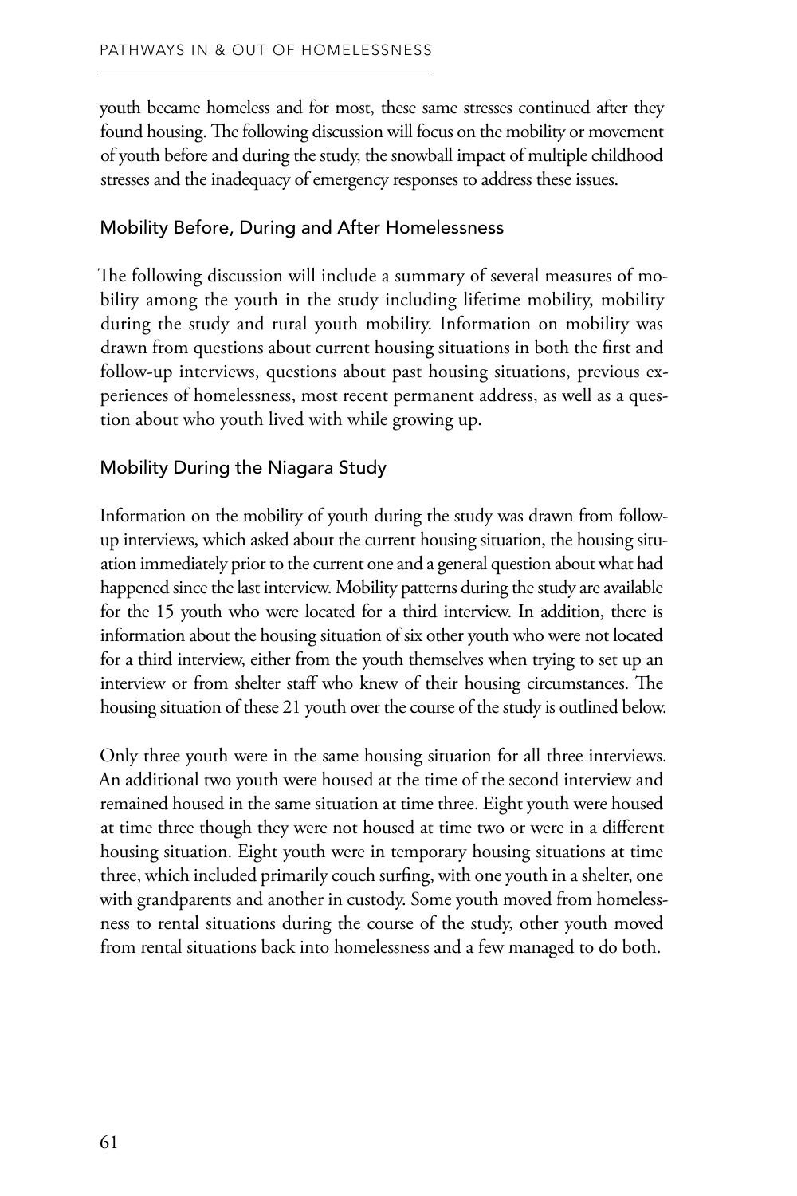youth became homeless and for most, these same stresses continued after they found housing. The following discussion will focus on the mobility or movement of youth before and during the study, the snowball impact of multiple childhood stresses and the inadequacy of emergency responses to address these issues.

## Mobility Before, During and After Homelessness

The following discussion will include a summary of several measures of mobility among the youth in the study including lifetime mobility, mobility during the study and rural youth mobility. Information on mobility was drawn from questions about current housing situations in both the first and follow-up interviews, questions about past housing situations, previous experiences of homelessness, most recent permanent address, as well as a question about who youth lived with while growing up.

## Mobility During the Niagara Study

Information on the mobility of youth during the study was drawn from follow-up interviews, which asked about the current housing situation, the housing situation immediately prior to the current one and a general question about what had happened since the last interview. Mobility patterns during the study are available for the 15 youth who were located for a third interview. In addition, there is information about the housing situation of six other youth who were not located for a third interview, either from the youth themselves when trying to set up an interview or from shelter staff who knew of their housing circumstances. The housing situation of these 21 youth over the course of the study is outlined below.

Only three youth were in the same housing situation for all three interviews. An additional two youth were housed at the time of the second interview and remained housed in the same situation at time three. Eight youth were housed at time three though they were not housed at time two or were in a different housing situation. Eight youth were in temporary housing situations at time three, which included primarily couch surfing, with one youth in a shelter, one with grandparents and another in custody. Some youth moved from homelessness to rental situations during the course of the study, other youth moved from rental situations back into homelessness and a few managed to do both.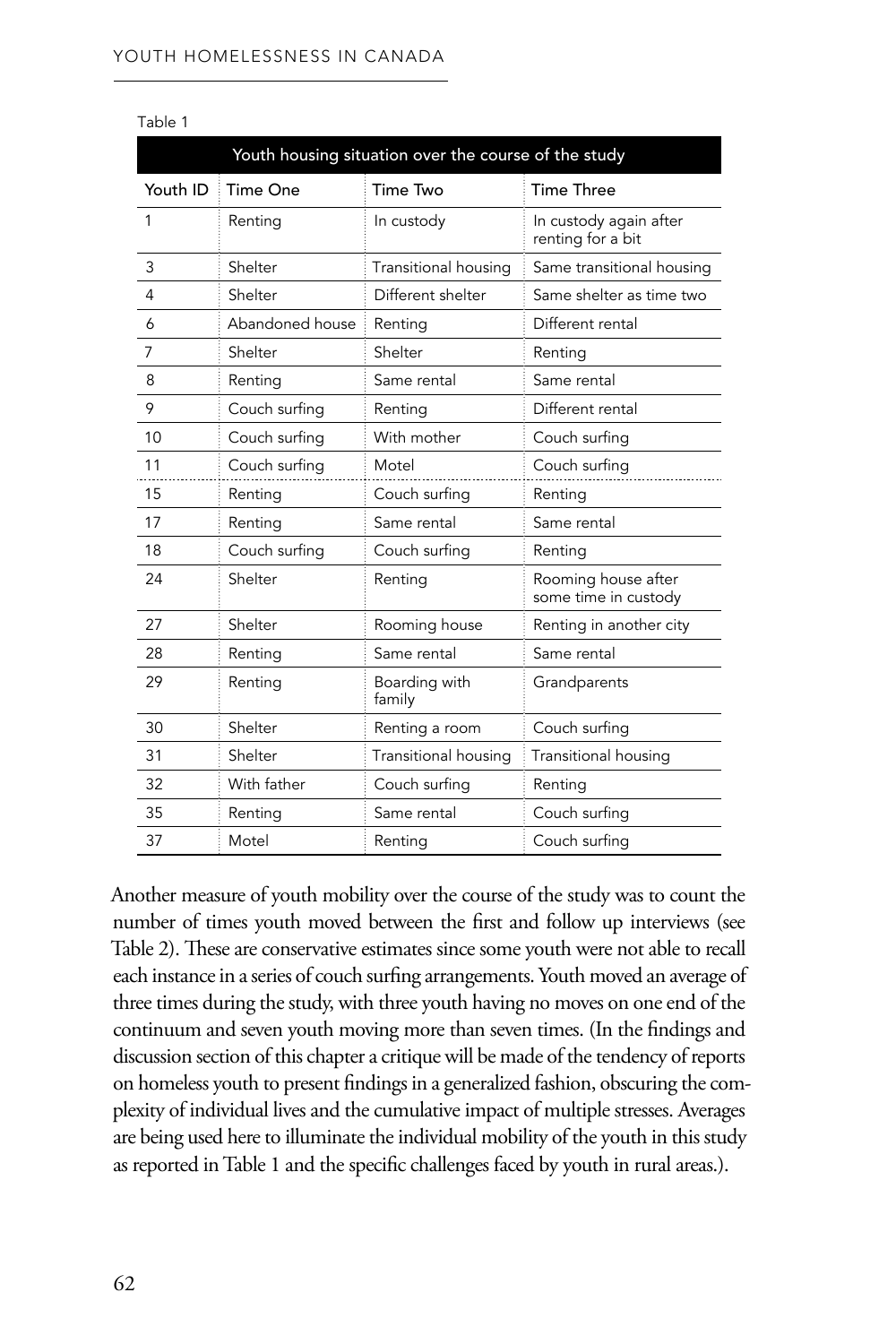Table 1

| Youth housing situation over the course of the study | | | |
|---|---|---|---|
| Youth ID | Time One | Time Two | Time Three |
| 1 | Renting | In custody | In custody again after renting for a bit |
| 3 | Shelter | Transitional housing | Same transitional housing |
| 4 | Shelter | Different shelter | Same shelter as time two |
| 6 | Abandoned house | Renting | Different rental |
| 7 | Shelter | Shelter | Renting |
| 8 | Renting | Same rental | Same rental |
| 9 | Couch surfing | Renting | Different rental |
| 10 | Couch surfing | With mother | Couch surfing |
| 11 | Couch surfing | Motel | Couch surfing |
| 15 | Renting | Couch surfing | Renting |
| 17 | Renting | Same rental | Same rental |
| 18 | Couch surfing | Couch surfing | Renting |
| 24 | Shelter | Renting | Rooming house after some time in custody |
| 27 | Shelter | Rooming house | Renting in another city |
| 28 | Renting | Same rental | Same rental |
| 29 | Renting | Boarding with family | Grandparents |
| 30 | Shelter | Renting a room | Couch surfing |
| 31 | Shelter | Transitional housing | Transitional housing |
| 32 | With father | Couch surfing | Renting |
| 35 | Renting | Same rental | Couch surfing |
| 37 | Motel | Renting | Couch surfing |

Another measure of youth mobility over the course of the study was to count the number of times youth moved between the first and follow up interviews (see Table 2). These are conservative estimates since some youth were not able to recall each instance in a series of couch surfing arrangements. Youth moved an average of three times during the study, with three youth having no moves on one end of the continuum and seven youth moving more than seven times. (In the findings and discussion section of this chapter a critique will be made of the tendency of reports on homeless youth to present findings in a generalized fashion, obscuring the complexity of individual lives and the cumulative impact of multiple stresses. Averages are being used here to illuminate the individual mobility of the youth in this study as reported in Table 1 and the specific challenges faced by youth in rural areas.).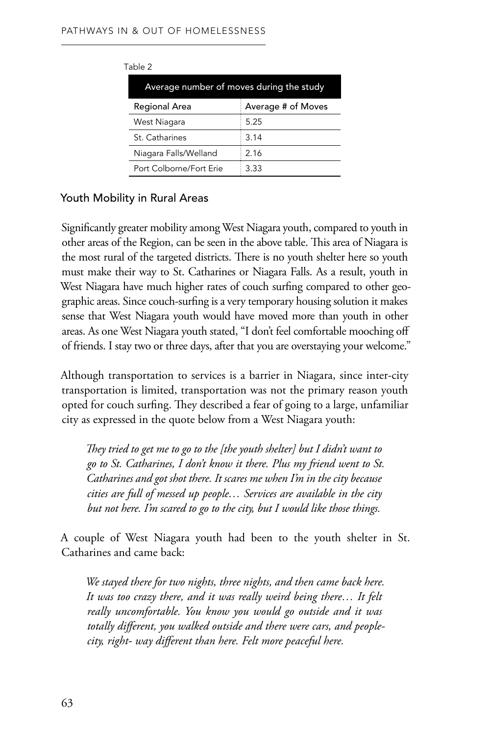Table 2

| Average number of moves during the study | |
|---|---|
| Regional Area | Average # of Moves |
| West Niagara | 5.25 |
| St. Catharines | 3.14 |
| Niagara Falls/Welland | 2.16 |
| Port Colborne/Fort Erie | 3.33 |

### Youth Mobility in Rural Areas

Significantly greater mobility among West Niagara youth, compared to youth in other areas of the Region, can be seen in the above table. This area of Niagara is the most rural of the targeted districts. There is no youth shelter here so youth must make their way to St. Catharines or Niagara Falls. As a result, youth in West Niagara have much higher rates of couch surfing compared to other geographic areas. Since couch-surfing is a very temporary housing solution it makes sense that West Niagara youth would have moved more than youth in other areas. As one West Niagara youth stated, "I don't feel comfortable mooching off of friends. I stay two or three days, after that you are overstaying your welcome."

Although transportation to services is a barrier in Niagara, since inter-city transportation is limited, transportation was not the primary reason youth opted for couch surfing. They described a fear of going to a large, unfamiliar city as expressed in the quote below from a West Niagara youth:

> *They tried to get me to go to the [the youth shelter] but I didn't want to go to St. Catharines, I don't know it there. Plus my friend went to St. Catharines and got shot there. It scares me when I'm in the city because cities are full of messed up people… Services are available in the city but not here. I'm scared to go to the city, but I would like those things.*

A couple of West Niagara youth had been to the youth shelter in St. Catharines and came back:

> *We stayed there for two nights, three nights, and then came back here. It was too crazy there, and it was really weird being there… It felt really uncomfortable. You know you would go outside and it was totally different, you walked outside and there were cars, and people- city, right- way different than here. Felt more peaceful here.*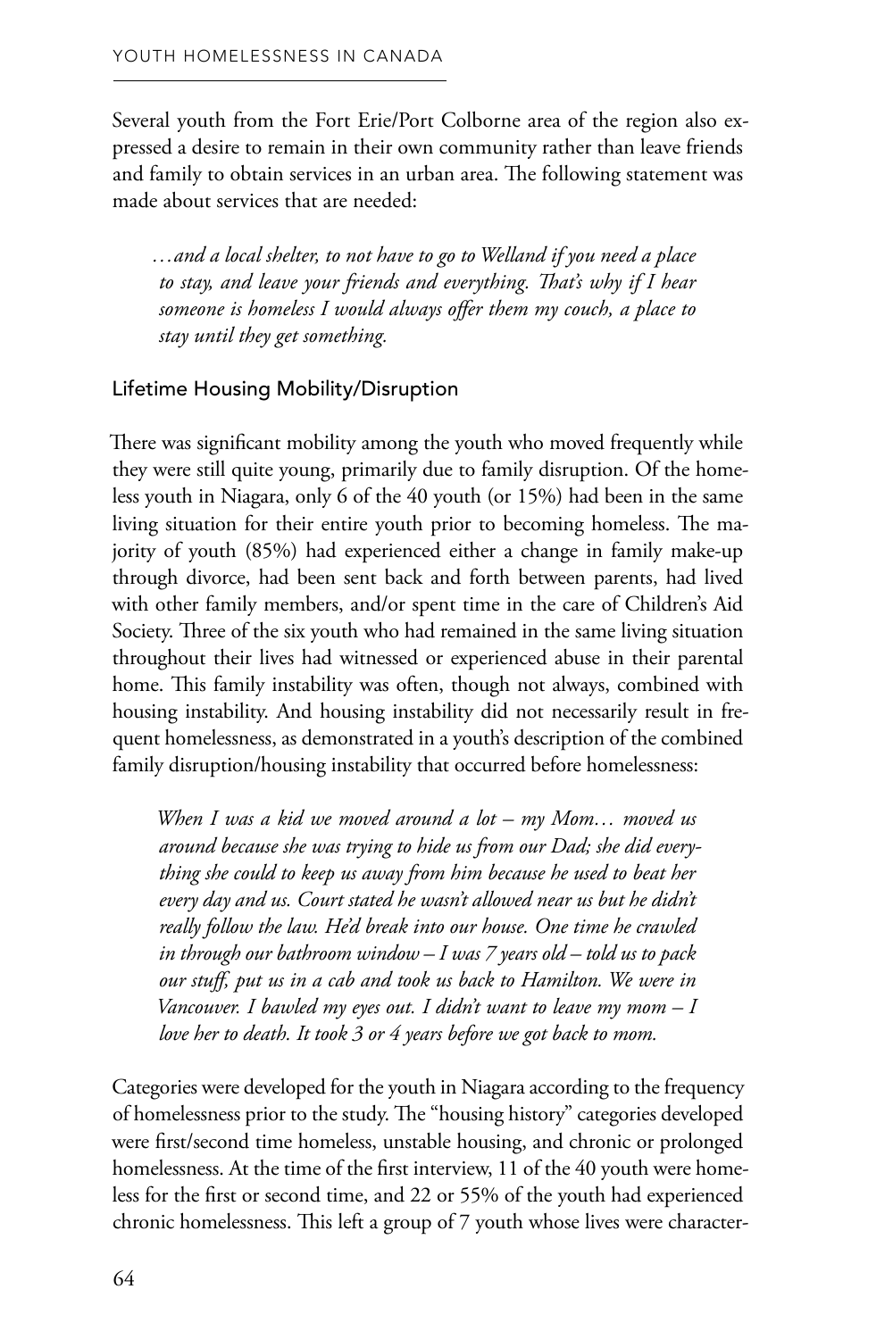Several youth from the Fort Erie/Port Colborne area of the region also expressed a desire to remain in their own community rather than leave friends and family to obtain services in an urban area. The following statement was made about services that are needed:

> *…and a local shelter, to not have to go to Welland if you need a place to stay, and leave your friends and everything. That's why if I hear someone is homeless I would always offer them my couch, a place to stay until they get something.*

### Lifetime Housing Mobility/Disruption

There was significant mobility among the youth who moved frequently while they were still quite young, primarily due to family disruption. Of the homeless youth in Niagara, only 6 of the 40 youth (or 15%) had been in the same living situation for their entire youth prior to becoming homeless. The majority of youth (85%) had experienced either a change in family make-up through divorce, had been sent back and forth between parents, had lived with other family members, and/or spent time in the care of Children's Aid Society. Three of the six youth who had remained in the same living situation throughout their lives had witnessed or experienced abuse in their parental home. This family instability was often, though not always, combined with housing instability. And housing instability did not necessarily result in frequent homelessness, as demonstrated in a youth's description of the combined family disruption/housing instability that occurred before homelessness:

> *When I was a kid we moved around a lot – my Mom… moved us around because she was trying to hide us from our Dad; she did everything she could to keep us away from him because he used to beat her every day and us. Court stated he wasn't allowed near us but he didn't really follow the law. He'd break into our house. One time he crawled in through our bathroom window – I was 7 years old – told us to pack our stuff, put us in a cab and took us back to Hamilton. We were in Vancouver. I bawled my eyes out. I didn't want to leave my mom – I love her to death. It took 3 or 4 years before we got back to mom.*

Categories were developed for the youth in Niagara according to the frequency of homelessness prior to the study. The "housing history" categories developed were first/second time homeless, unstable housing, and chronic or prolonged homelessness. At the time of the first interview, 11 of the 40 youth were homeless for the first or second time, and 22 or 55% of the youth had experienced chronic homelessness. This left a group of 7 youth whose lives were character-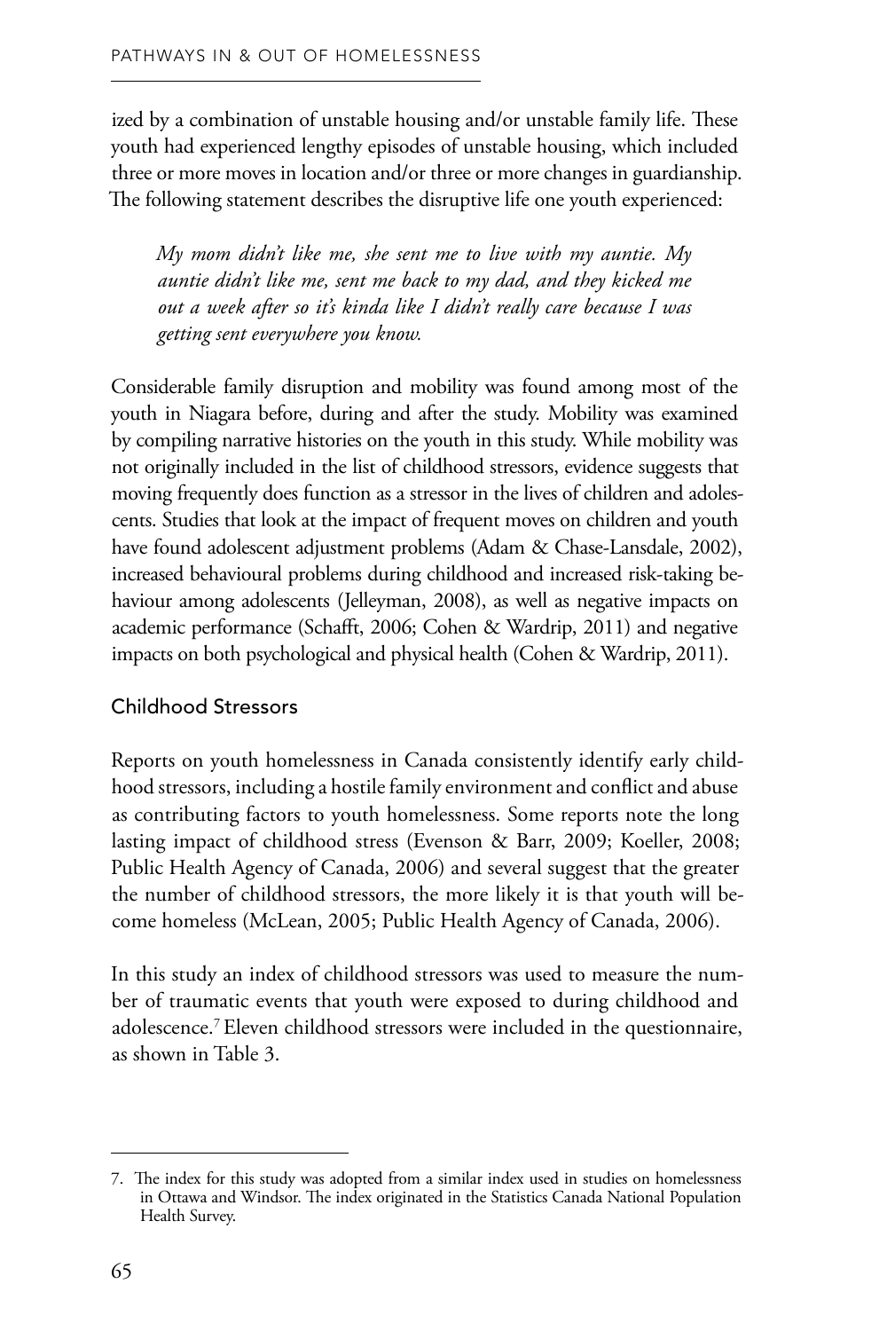ized by a combination of unstable housing and/or unstable family life. These youth had experienced lengthy episodes of unstable housing, which included three or more moves in location and/or three or more changes in guardianship. The following statement describes the disruptive life one youth experienced:

> *My mom didn't like me, she sent me to live with my auntie. My auntie didn't like me, sent me back to my dad, and they kicked me out a week after so it's kinda like I didn't really care because I was getting sent everywhere you know.*

Considerable family disruption and mobility was found among most of the youth in Niagara before, during and after the study. Mobility was examined by compiling narrative histories on the youth in this study. While mobility was not originally included in the list of childhood stressors, evidence suggests that moving frequently does function as a stressor in the lives of children and adolescents. Studies that look at the impact of frequent moves on children and youth have found adolescent adjustment problems (Adam & Chase-Lansdale, 2002), increased behavioural problems during childhood and increased risk-taking behaviour among adolescents (Jelleyman, 2008), as well as negative impacts on academic performance (Schafft, 2006; Cohen & Wardrip, 2011) and negative impacts on both psychological and physical health (Cohen & Wardrip, 2011).

## Childhood Stressors

Reports on youth homelessness in Canada consistently identify early childhood stressors, including a hostile family environment and conflict and abuse as contributing factors to youth homelessness. Some reports note the long lasting impact of childhood stress (Evenson & Barr, 2009; Koeller, 2008; Public Health Agency of Canada, 2006) and several suggest that the greater the number of childhood stressors, the more likely it is that youth will become homeless (McLean, 2005; Public Health Agency of Canada, 2006).

In this study an index of childhood stressors was used to measure the number of traumatic events that youth were exposed to during childhood and adolescence.[7] Eleven childhood stressors were included in the questionnaire, as shown in Table 3.

---

7. The index for this study was adopted from a similar index used in studies on homelessness in Ottawa and Windsor. The index originated in the Statistics Canada National Population Health Survey.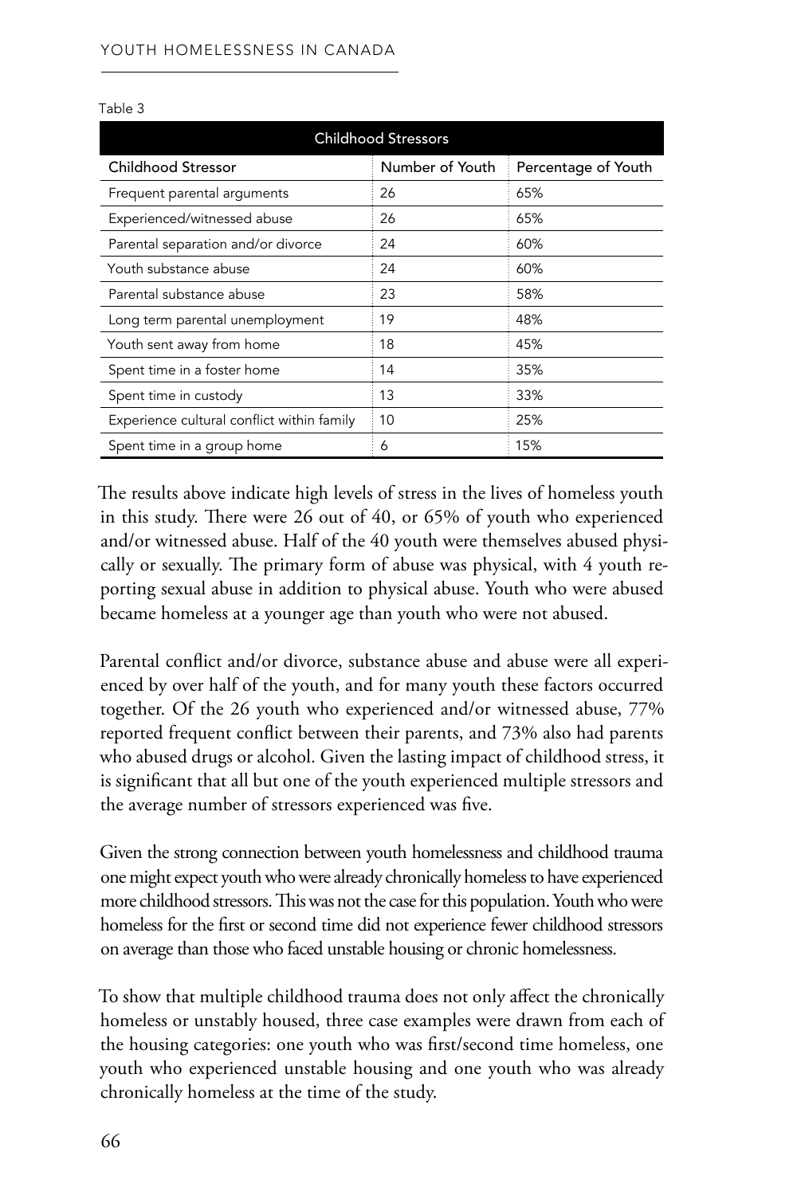Table 3

| Childhood Stressors | | |
|---|---|---|
| Childhood Stressor | Number of Youth | Percentage of Youth |
| Frequent parental arguments | 26 | 65% |
| Experienced/witnessed abuse | 26 | 65% |
| Parental separation and/or divorce | 24 | 60% |
| Youth substance abuse | 24 | 60% |
| Parental substance abuse | 23 | 58% |
| Long term parental unemployment | 19 | 48% |
| Youth sent away from home | 18 | 45% |
| Spent time in a foster home | 14 | 35% |
| Spent time in custody | 13 | 33% |
| Experience cultural conflict within family | 10 | 25% |
| Spent time in a group home | 6 | 15% |

The results above indicate high levels of stress in the lives of homeless youth in this study. There were 26 out of 40, or 65% of youth who experienced and/or witnessed abuse. Half of the 40 youth were themselves abused physically or sexually. The primary form of abuse was physical, with 4 youth reporting sexual abuse in addition to physical abuse. Youth who were abused became homeless at a younger age than youth who were not abused.

Parental conflict and/or divorce, substance abuse and abuse were all experienced by over half of the youth, and for many youth these factors occurred together. Of the 26 youth who experienced and/or witnessed abuse, 77% reported frequent conflict between their parents, and 73% also had parents who abused drugs or alcohol. Given the lasting impact of childhood stress, it is significant that all but one of the youth experienced multiple stressors and the average number of stressors experienced was five.

Given the strong connection between youth homelessness and childhood trauma one might expect youth who were already chronically homeless to have experienced more childhood stressors. This was not the case for this population. Youth who were homeless for the first or second time did not experience fewer childhood stressors on average than those who faced unstable housing or chronic homelessness.

To show that multiple childhood trauma does not only affect the chronically homeless or unstably housed, three case examples were drawn from each of the housing categories: one youth who was first/second time homeless, one youth who experienced unstable housing and one youth who was already chronically homeless at the time of the study.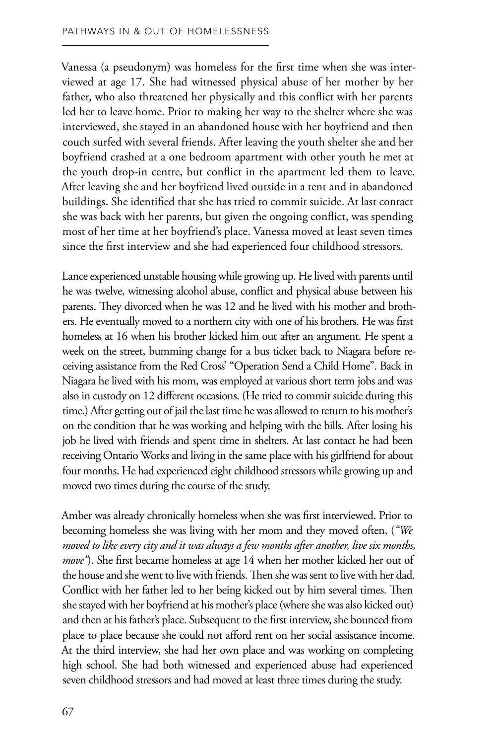Vanessa (a pseudonym) was homeless for the first time when she was interviewed at age 17. She had witnessed physical abuse of her mother by her father, who also threatened her physically and this conflict with her parents led her to leave home. Prior to making her way to the shelter where she was interviewed, she stayed in an abandoned house with her boyfriend and then couch surfed with several friends. After leaving the youth shelter she and her boyfriend crashed at a one bedroom apartment with other youth he met at the youth drop-in centre, but conflict in the apartment led them to leave. After leaving she and her boyfriend lived outside in a tent and in abandoned buildings. She identified that she has tried to commit suicide. At last contact she was back with her parents, but given the ongoing conflict, was spending most of her time at her boyfriend's place. Vanessa moved at least seven times since the first interview and she had experienced four childhood stressors.

Lance experienced unstable housing while growing up. He lived with parents until he was twelve, witnessing alcohol abuse, conflict and physical abuse between his parents. They divorced when he was 12 and he lived with his mother and brothers. He eventually moved to a northern city with one of his brothers. He was first homeless at 16 when his brother kicked him out after an argument. He spent a week on the street, bumming change for a bus ticket back to Niagara before receiving assistance from the Red Cross' "Operation Send a Child Home". Back in Niagara he lived with his mom, was employed at various short term jobs and was also in custody on 12 different occasions. (He tried to commit suicide during this time.) After getting out of jail the last time he was allowed to return to his mother's on the condition that he was working and helping with the bills. After losing his job he lived with friends and spent time in shelters. At last contact he had been receiving Ontario Works and living in the same place with his girlfriend for about four months. He had experienced eight childhood stressors while growing up and moved two times during the course of the study.

Amber was already chronically homeless when she was first interviewed. Prior to becoming homeless she was living with her mom and they moved often, (*"We moved to like every city and it was always a few months after another, live six months, move"*). She first became homeless at age 14 when her mother kicked her out of the house and she went to live with friends. Then she was sent to live with her dad. Conflict with her father led to her being kicked out by him several times. Then she stayed with her boyfriend at his mother's place (where she was also kicked out) and then at his father's place. Subsequent to the first interview, she bounced from place to place because she could not afford rent on her social assistance income. At the third interview, she had her own place and was working on completing high school. She had both witnessed and experienced abuse had experienced seven childhood stressors and had moved at least three times during the study.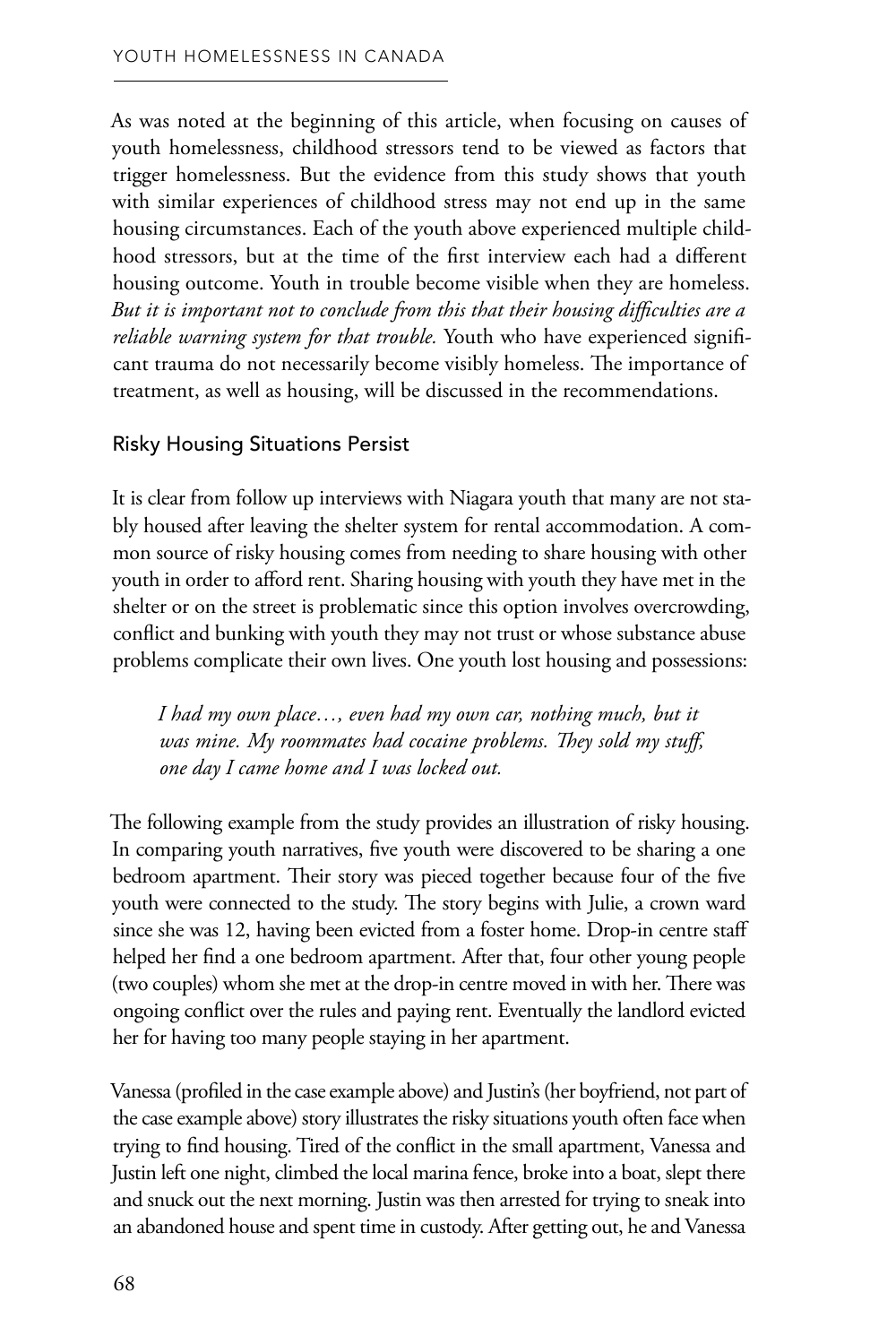As was noted at the beginning of this article, when focusing on causes of youth homelessness, childhood stressors tend to be viewed as factors that trigger homelessness. But the evidence from this study shows that youth with similar experiences of childhood stress may not end up in the same housing circumstances. Each of the youth above experienced multiple childhood stressors, but at the time of the first interview each had a different housing outcome. Youth in trouble become visible when they are homeless. *But it is important not to conclude from this that their housing difficulties are a reliable warning system for that trouble.* Youth who have experienced significant trauma do not necessarily become visibly homeless. The importance of treatment, as well as housing, will be discussed in the recommendations.

### Risky Housing Situations Persist

It is clear from follow up interviews with Niagara youth that many are not stably housed after leaving the shelter system for rental accommodation. A common source of risky housing comes from needing to share housing with other youth in order to afford rent. Sharing housing with youth they have met in the shelter or on the street is problematic since this option involves overcrowding, conflict and bunking with youth they may not trust or whose substance abuse problems complicate their own lives. One youth lost housing and possessions:

> *I had my own place…, even had my own car, nothing much, but it was mine. My roommates had cocaine problems. They sold my stuff, one day I came home and I was locked out.*

The following example from the study provides an illustration of risky housing. In comparing youth narratives, five youth were discovered to be sharing a one bedroom apartment. Their story was pieced together because four of the five youth were connected to the study. The story begins with Julie, a crown ward since she was 12, having been evicted from a foster home. Drop-in centre staff helped her find a one bedroom apartment. After that, four other young people (two couples) whom she met at the drop-in centre moved in with her. There was ongoing conflict over the rules and paying rent. Eventually the landlord evicted her for having too many people staying in her apartment.

Vanessa (profiled in the case example above) and Justin's (her boyfriend, not part of the case example above) story illustrates the risky situations youth often face when trying to find housing. Tired of the conflict in the small apartment, Vanessa and Justin left one night, climbed the local marina fence, broke into a boat, slept there and snuck out the next morning. Justin was then arrested for trying to sneak into an abandoned house and spent time in custody. After getting out, he and Vanessa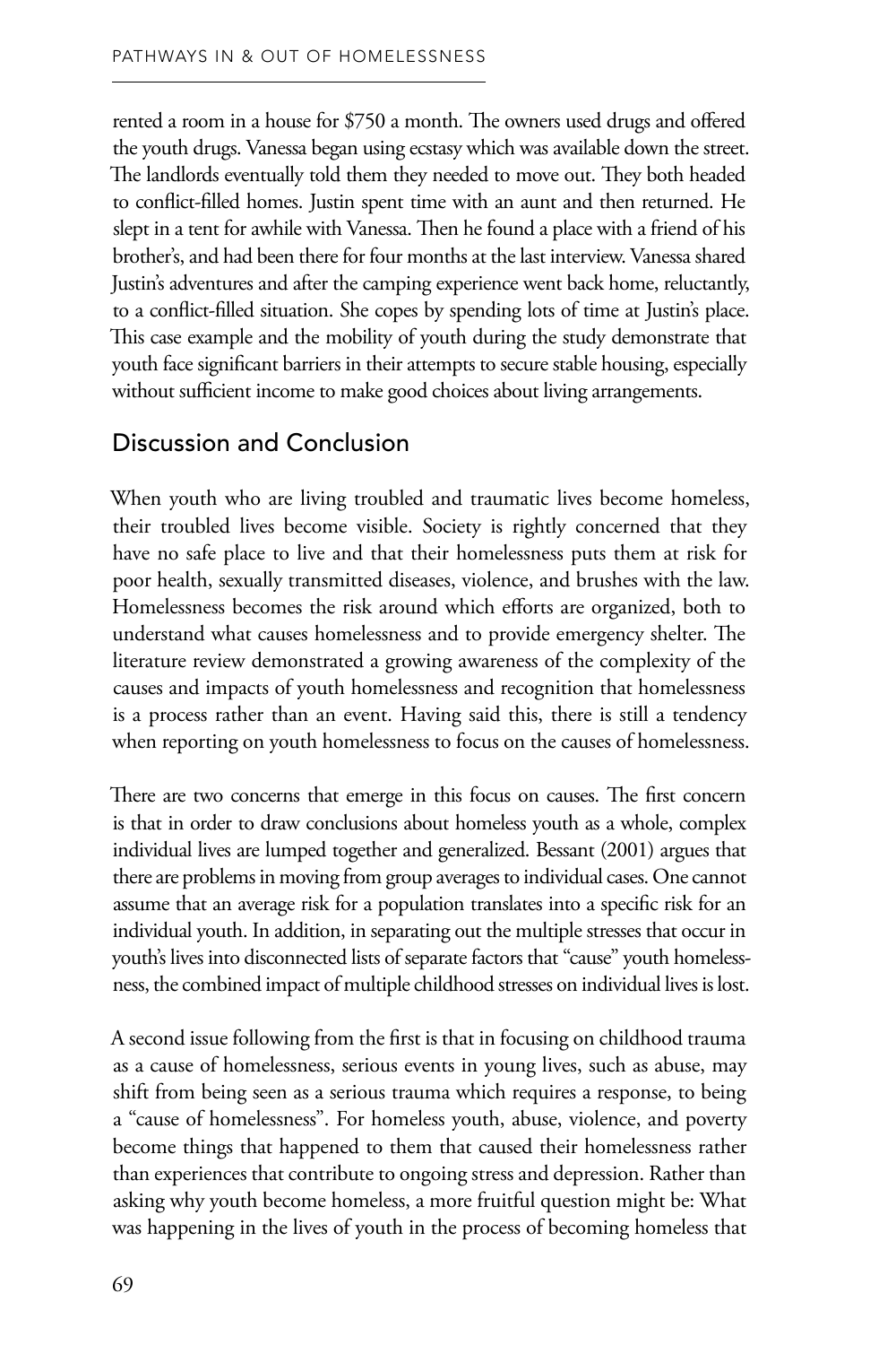rented a room in a house for $750 a month. The owners used drugs and offered the youth drugs. Vanessa began using ecstasy which was available down the street. The landlords eventually told them they needed to move out. They both headed to conflict-filled homes. Justin spent time with an aunt and then returned. He slept in a tent for awhile with Vanessa. Then he found a place with a friend of his brother's, and had been there for four months at the last interview. Vanessa shared Justin's adventures and after the camping experience went back home, reluctantly, to a conflict-filled situation. She copes by spending lots of time at Justin's place. This case example and the mobility of youth during the study demonstrate that youth face significant barriers in their attempts to secure stable housing, especially without sufficient income to make good choices about living arrangements.

## Discussion and Conclusion

When youth who are living troubled and traumatic lives become homeless, their troubled lives become visible. Society is rightly concerned that they have no safe place to live and that their homelessness puts them at risk for poor health, sexually transmitted diseases, violence, and brushes with the law. Homelessness becomes the risk around which efforts are organized, both to understand what causes homelessness and to provide emergency shelter. The literature review demonstrated a growing awareness of the complexity of the causes and impacts of youth homelessness and recognition that homelessness is a process rather than an event. Having said this, there is still a tendency when reporting on youth homelessness to focus on the causes of homelessness.

There are two concerns that emerge in this focus on causes. The first concern is that in order to draw conclusions about homeless youth as a whole, complex individual lives are lumped together and generalized. Bessant (2001) argues that there are problems in moving from group averages to individual cases. One cannot assume that an average risk for a population translates into a specific risk for an individual youth. In addition, in separating out the multiple stresses that occur in youth's lives into disconnected lists of separate factors that "cause" youth homelessness, the combined impact of multiple childhood stresses on individual lives is lost.

A second issue following from the first is that in focusing on childhood trauma as a cause of homelessness, serious events in young lives, such as abuse, may shift from being seen as a serious trauma which requires a response, to being a "cause of homelessness". For homeless youth, abuse, violence, and poverty become things that happened to them that caused their homelessness rather than experiences that contribute to ongoing stress and depression. Rather than asking why youth become homeless, a more fruitful question might be: What was happening in the lives of youth in the process of becoming homeless that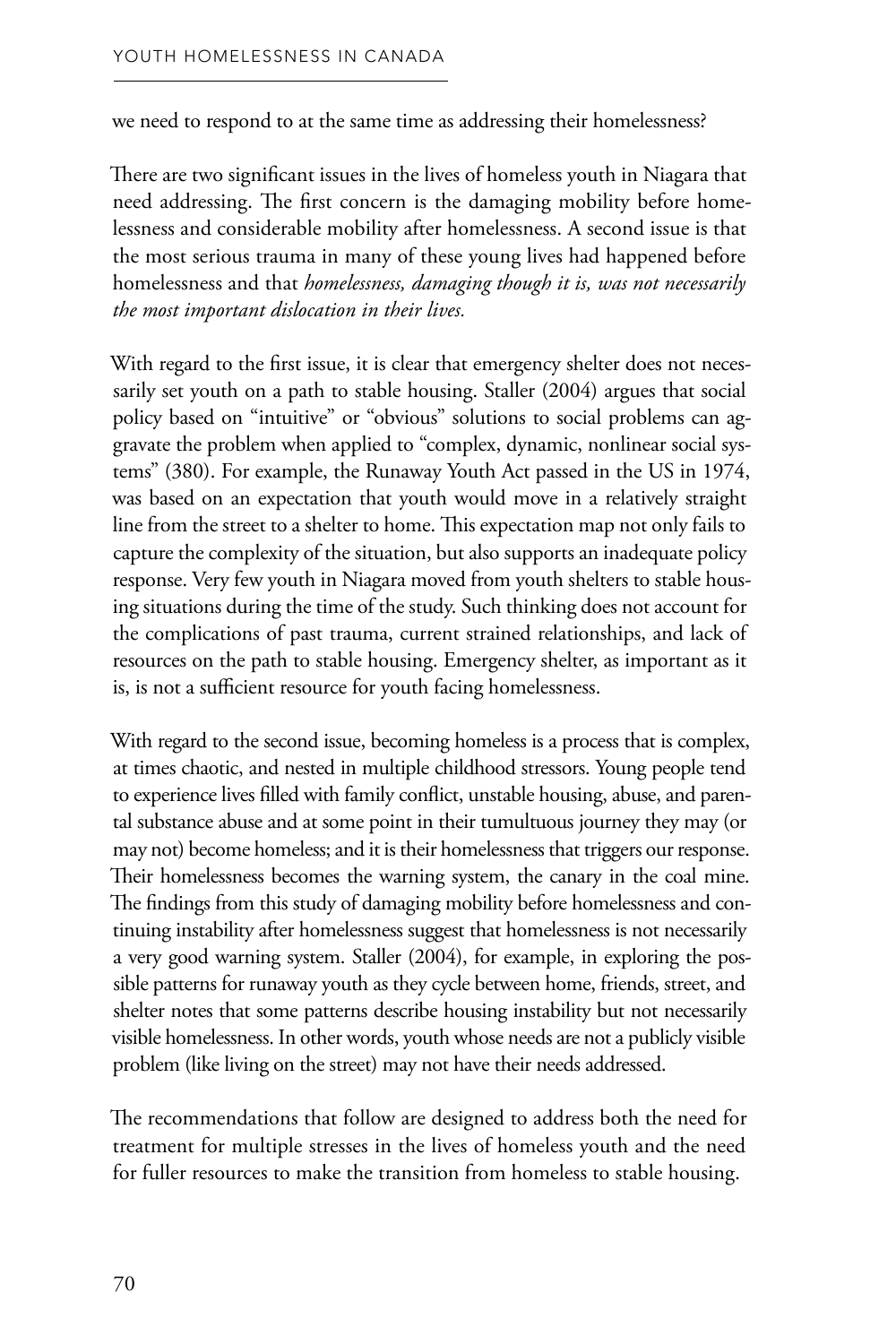we need to respond to at the same time as addressing their homelessness?

There are two significant issues in the lives of homeless youth in Niagara that need addressing. The first concern is the damaging mobility before homelessness and considerable mobility after homelessness. A second issue is that the most serious trauma in many of these young lives had happened before homelessness and that *homelessness, damaging though it is, was not necessarily the most important dislocation in their lives.*

With regard to the first issue, it is clear that emergency shelter does not necessarily set youth on a path to stable housing. Staller (2004) argues that social policy based on "intuitive" or "obvious" solutions to social problems can aggravate the problem when applied to "complex, dynamic, nonlinear social systems" (380). For example, the Runaway Youth Act passed in the US in 1974, was based on an expectation that youth would move in a relatively straight line from the street to a shelter to home. This expectation map not only fails to capture the complexity of the situation, but also supports an inadequate policy response. Very few youth in Niagara moved from youth shelters to stable housing situations during the time of the study. Such thinking does not account for the complications of past trauma, current strained relationships, and lack of resources on the path to stable housing. Emergency shelter, as important as it is, is not a sufficient resource for youth facing homelessness.

With regard to the second issue, becoming homeless is a process that is complex, at times chaotic, and nested in multiple childhood stressors. Young people tend to experience lives filled with family conflict, unstable housing, abuse, and parental substance abuse and at some point in their tumultuous journey they may (or may not) become homeless; and it is their homelessness that triggers our response. Their homelessness becomes the warning system, the canary in the coal mine. The findings from this study of damaging mobility before homelessness and continuing instability after homelessness suggest that homelessness is not necessarily a very good warning system. Staller (2004), for example, in exploring the possible patterns for runaway youth as they cycle between home, friends, street, and shelter notes that some patterns describe housing instability but not necessarily visible homelessness. In other words, youth whose needs are not a publicly visible problem (like living on the street) may not have their needs addressed.

The recommendations that follow are designed to address both the need for treatment for multiple stresses in the lives of homeless youth and the need for fuller resources to make the transition from homeless to stable housing.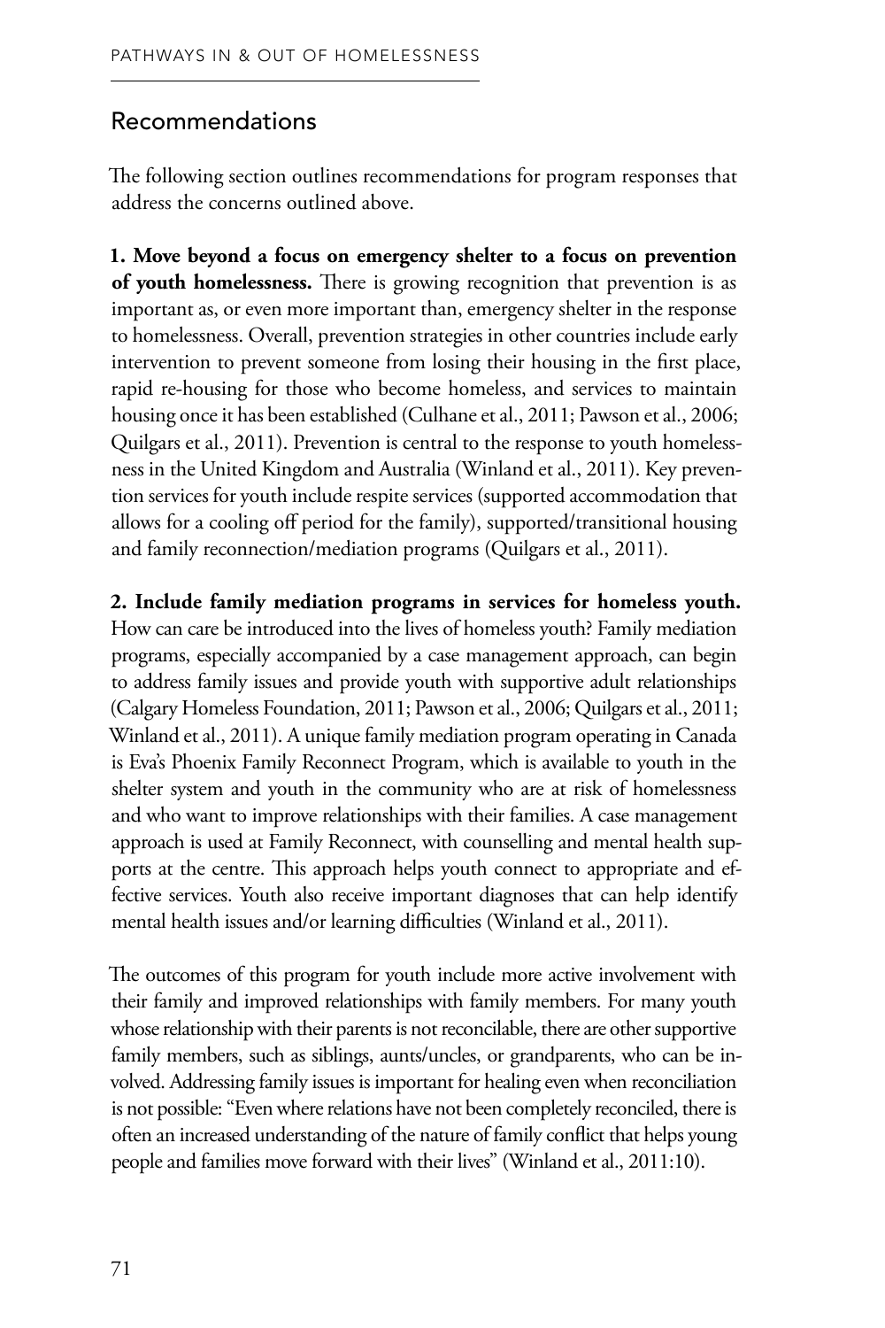## Recommendations

The following section outlines recommendations for program responses that address the concerns outlined above.

**1. Move beyond a focus on emergency shelter to a focus on prevention of youth homelessness.** There is growing recognition that prevention is as important as, or even more important than, emergency shelter in the response to homelessness. Overall, prevention strategies in other countries include early intervention to prevent someone from losing their housing in the first place, rapid re-housing for those who become homeless, and services to maintain housing once it has been established (Culhane et al., 2011; Pawson et al., 2006; Quilgars et al., 2011). Prevention is central to the response to youth homelessness in the United Kingdom and Australia (Winland et al., 2011). Key prevention services for youth include respite services (supported accommodation that allows for a cooling off period for the family), supported/transitional housing and family reconnection/mediation programs (Quilgars et al., 2011).

**2. Include family mediation programs in services for homeless youth.** How can care be introduced into the lives of homeless youth? Family mediation programs, especially accompanied by a case management approach, can begin to address family issues and provide youth with supportive adult relationships (Calgary Homeless Foundation, 2011; Pawson et al., 2006; Quilgars et al., 2011; Winland et al., 2011). A unique family mediation program operating in Canada is Eva's Phoenix Family Reconnect Program, which is available to youth in the shelter system and youth in the community who are at risk of homelessness and who want to improve relationships with their families. A case management approach is used at Family Reconnect, with counselling and mental health supports at the centre. This approach helps youth connect to appropriate and effective services. Youth also receive important diagnoses that can help identify mental health issues and/or learning difficulties (Winland et al., 2011).

The outcomes of this program for youth include more active involvement with their family and improved relationships with family members. For many youth whose relationship with their parents is not reconcilable, there are other supportive family members, such as siblings, aunts/uncles, or grandparents, who can be involved. Addressing family issues is important for healing even when reconciliation is not possible: "Even where relations have not been completely reconciled, there is often an increased understanding of the nature of family conflict that helps young people and families move forward with their lives" (Winland et al., 2011:10).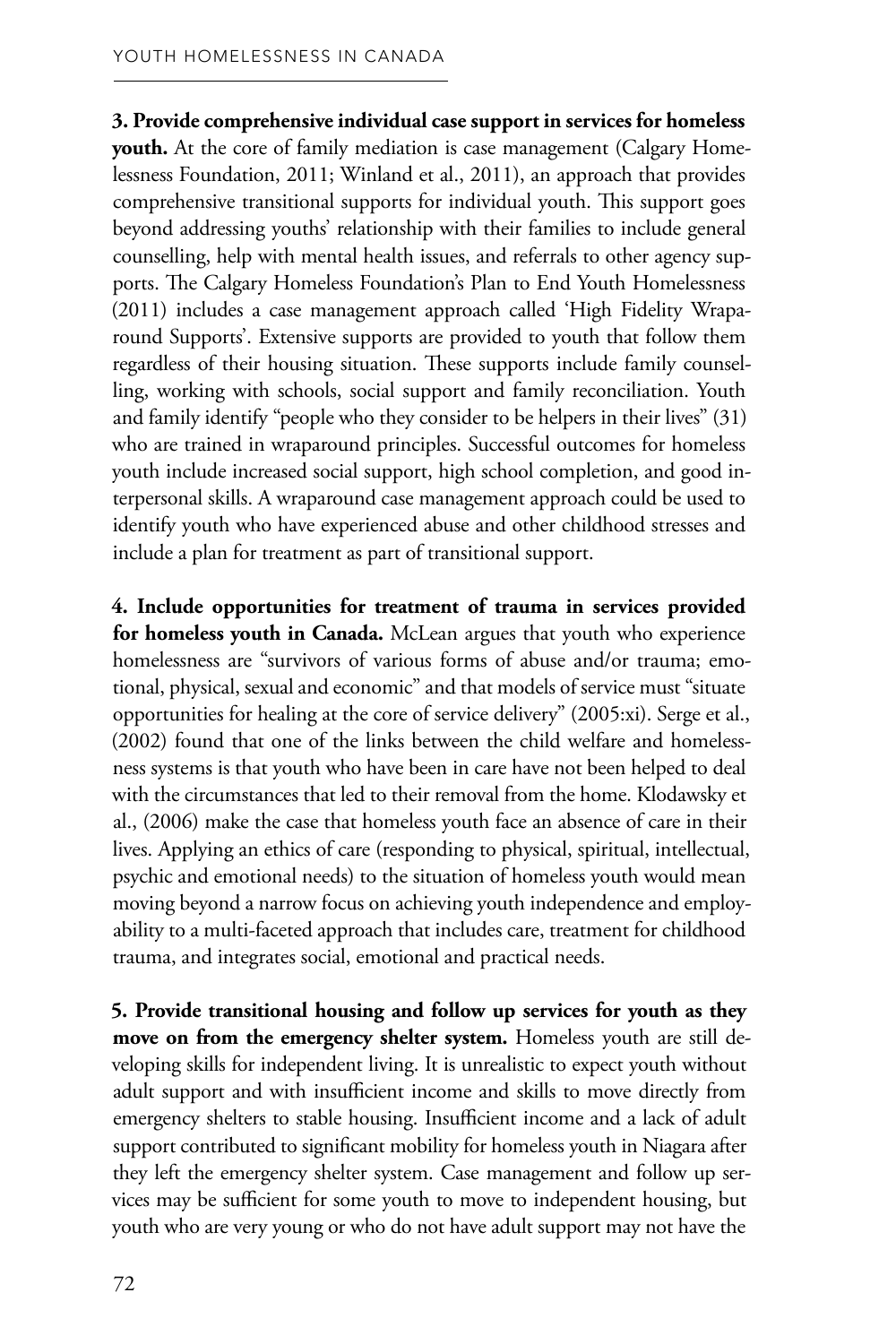**3. Provide comprehensive individual case support in services for homeless youth.** At the core of family mediation is case management (Calgary Homelessness Foundation, 2011; Winland et al., 2011), an approach that provides comprehensive transitional supports for individual youth. This support goes beyond addressing youths' relationship with their families to include general counselling, help with mental health issues, and referrals to other agency supports. The Calgary Homeless Foundation's Plan to End Youth Homelessness (2011) includes a case management approach called 'High Fidelity Wraparound Supports'. Extensive supports are provided to youth that follow them regardless of their housing situation. These supports include family counselling, working with schools, social support and family reconciliation. Youth and family identify "people who they consider to be helpers in their lives" (31) who are trained in wraparound principles. Successful outcomes for homeless youth include increased social support, high school completion, and good interpersonal skills. A wraparound case management approach could be used to identify youth who have experienced abuse and other childhood stresses and include a plan for treatment as part of transitional support.

**4. Include opportunities for treatment of trauma in services provided for homeless youth in Canada.** McLean argues that youth who experience homelessness are "survivors of various forms of abuse and/or trauma; emotional, physical, sexual and economic" and that models of service must "situate opportunities for healing at the core of service delivery" (2005:xi). Serge et al., (2002) found that one of the links between the child welfare and homelessness systems is that youth who have been in care have not been helped to deal with the circumstances that led to their removal from the home. Klodawsky et al., (2006) make the case that homeless youth face an absence of care in their lives. Applying an ethics of care (responding to physical, spiritual, intellectual, psychic and emotional needs) to the situation of homeless youth would mean moving beyond a narrow focus on achieving youth independence and employability to a multi-faceted approach that includes care, treatment for childhood trauma, and integrates social, emotional and practical needs.

**5. Provide transitional housing and follow up services for youth as they move on from the emergency shelter system.** Homeless youth are still developing skills for independent living. It is unrealistic to expect youth without adult support and with insufficient income and skills to move directly from emergency shelters to stable housing. Insufficient income and a lack of adult support contributed to significant mobility for homeless youth in Niagara after they left the emergency shelter system. Case management and follow up services may be sufficient for some youth to move to independent housing, but youth who are very young or who do not have adult support may not have the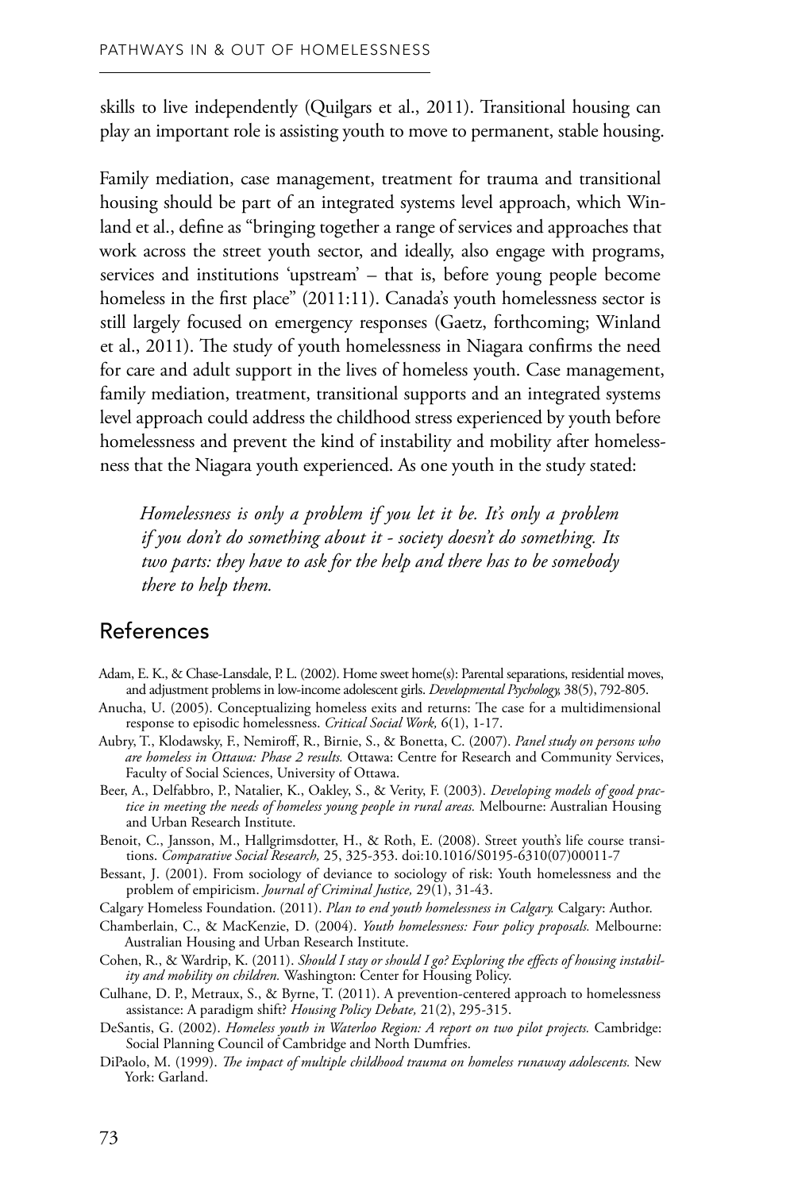skills to live independently (Quilgars et al., 2011). Transitional housing can play an important role is assisting youth to move to permanent, stable housing.

Family mediation, case management, treatment for trauma and transitional housing should be part of an integrated systems level approach, which Winland et al., define as "bringing together a range of services and approaches that work across the street youth sector, and ideally, also engage with programs, services and institutions 'upstream' – that is, before young people become homeless in the first place" (2011:11). Canada's youth homelessness sector is still largely focused on emergency responses (Gaetz, forthcoming; Winland et al., 2011). The study of youth homelessness in Niagara confirms the need for care and adult support in the lives of homeless youth. Case management, family mediation, treatment, transitional supports and an integrated systems level approach could address the childhood stress experienced by youth before homelessness and prevent the kind of instability and mobility after homelessness that the Niagara youth experienced. As one youth in the study stated:

> *Homelessness is only a problem if you let it be. It's only a problem if you don't do something about it - society doesn't do something. Its two parts: they have to ask for the help and there has to be somebody there to help them.*

## References

Adam, E. K., & Chase-Lansdale, P. L. (2002). Home sweet home(s): Parental separations, residential moves, and adjustment problems in low-income adolescent girls. *Developmental Psychology,* 38(5), 792-805.

Anucha, U. (2005). Conceptualizing homeless exits and returns: The case for a multidimensional response to episodic homelessness. *Critical Social Work,* 6(1), 1-17.

Aubry, T., Klodawsky, F., Nemiroff, R., Birnie, S., & Bonetta, C. (2007). *Panel study on persons who are homeless in Ottawa: Phase 2 results.* Ottawa: Centre for Research and Community Services, Faculty of Social Sciences, University of Ottawa.

Beer, A., Delfabbro, P., Natalier, K., Oakley, S., & Verity, F. (2003). *Developing models of good practice in meeting the needs of homeless young people in rural areas.* Melbourne: Australian Housing and Urban Research Institute.

Benoit, C., Jansson, M., Hallgrimsdotter, H., & Roth, E. (2008). Street youth's life course transitions. *Comparative Social Research,* 25, 325-353. doi:10.1016/S0195-6310(07)00011-7

Bessant, J. (2001). From sociology of deviance to sociology of risk: Youth homelessness and the problem of empiricism. *Journal of Criminal Justice,* 29(1), 31-43.

Calgary Homeless Foundation. (2011). *Plan to end youth homelessness in Calgary.* Calgary: Author.

Chamberlain, C., & MacKenzie, D. (2004). *Youth homelessness: Four policy proposals.* Melbourne: Australian Housing and Urban Research Institute.

Cohen, R., & Wardrip, K. (2011). *Should I stay or should I go? Exploring the effects of housing instability and mobility on children.* Washington: Center for Housing Policy.

Culhane, D. P., Metraux, S., & Byrne, T. (2011). A prevention-centered approach to homelessness assistance: A paradigm shift? *Housing Policy Debate,* 21(2), 295-315.

DeSantis, G. (2002). *Homeless youth in Waterloo Region: A report on two pilot projects.* Cambridge: Social Planning Council of Cambridge and North Dumfries.

DiPaolo, M. (1999). *The impact of multiple childhood trauma on homeless runaway adolescents.* New York: Garland.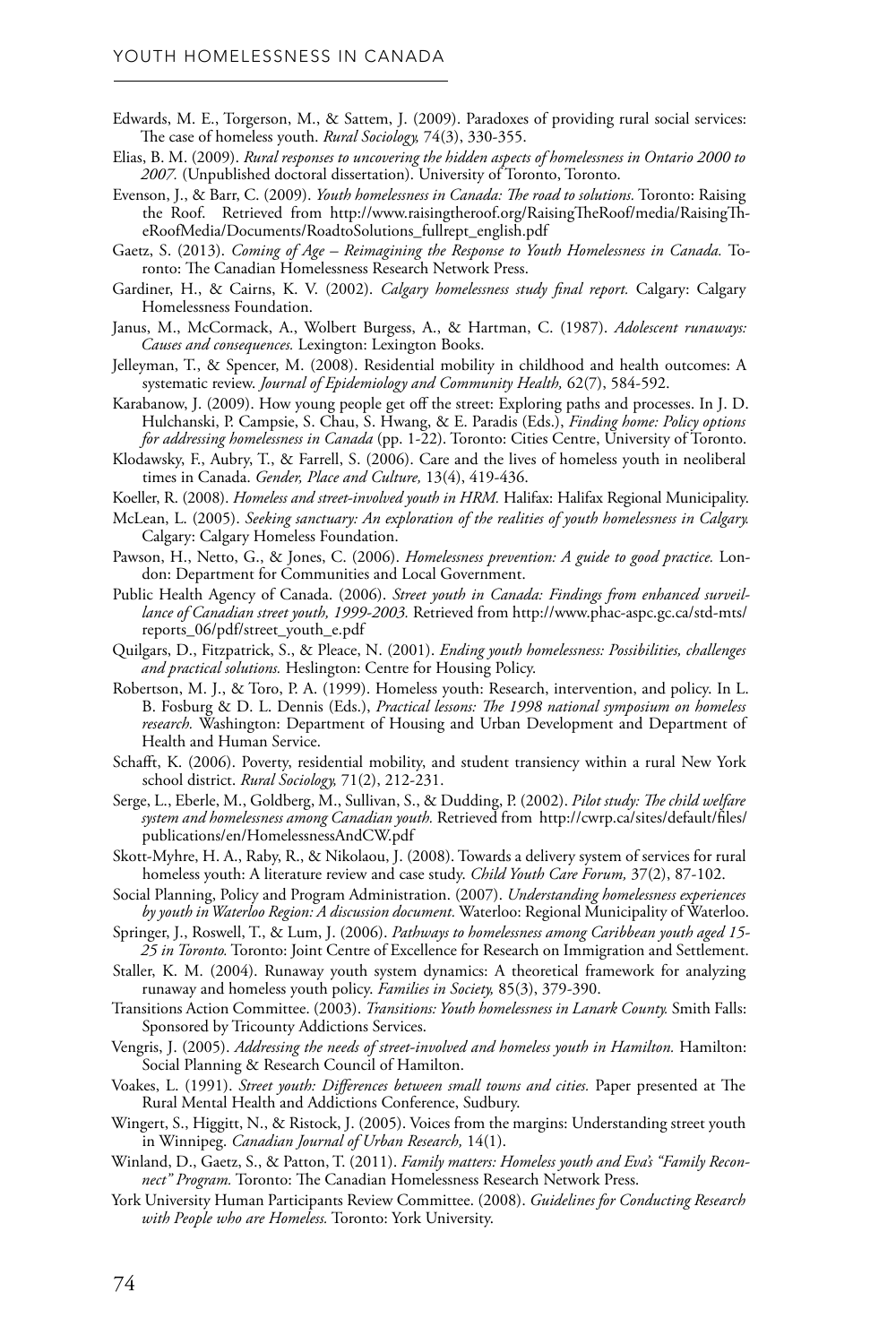Edwards, M. E., Torgerson, M., & Sattem, J. (2009). Paradoxes of providing rural social services: The case of homeless youth. *Rural Sociology,* 74(3), 330-355.

Elias, B. M. (2009). *Rural responses to uncovering the hidden aspects of homelessness in Ontario 2000 to 2007.* (Unpublished doctoral dissertation). University of Toronto, Toronto.

Evenson, J., & Barr, C. (2009). *Youth homelessness in Canada: The road to solutions.* Toronto: Raising the Roof. Retrieved from http://www.raisingtheroof.org/RaisingTheRoof/media/RaisingTheRoofMedia/Documents/RoadtoSolutions_fullrept_english.pdf

Gaetz, S. (2013). *Coming of Age – Reimagining the Response to Youth Homelessness in Canada.* Toronto: The Canadian Homelessness Research Network Press.

Gardiner, H., & Cairns, K. V. (2002). *Calgary homelessness study final report.* Calgary: Calgary Homelessness Foundation.

Janus, M., McCormack, A., Wolbert Burgess, A., & Hartman, C. (1987). *Adolescent runaways: Causes and consequences.* Lexington: Lexington Books.

Jelleyman, T., & Spencer, M. (2008). Residential mobility in childhood and health outcomes: A systematic review. *Journal of Epidemiology and Community Health,* 62(7), 584-592.

Karabanow, J. (2009). How young people get off the street: Exploring paths and processes. In J. D. Hulchanski, P. Campsie, S. Chau, S. Hwang, & E. Paradis (Eds.), *Finding home: Policy options for addressing homelessness in Canada* (pp. 1-22). Toronto: Cities Centre, University of Toronto.

Klodawsky, F., Aubry, T., & Farrell, S. (2006). Care and the lives of homeless youth in neoliberal times in Canada. *Gender, Place and Culture,* 13(4), 419-436.

Koeller, R. (2008). *Homeless and street-involved youth in HRM.* Halifax: Halifax Regional Municipality.

McLean, L. (2005). *Seeking sanctuary: An exploration of the realities of youth homelessness in Calgary.* Calgary: Calgary Homeless Foundation.

Pawson, H., Netto, G., & Jones, C. (2006). *Homelessness prevention: A guide to good practice.* London: Department for Communities and Local Government.

Public Health Agency of Canada. (2006). *Street youth in Canada: Findings from enhanced surveillance of Canadian street youth, 1999-2003.* Retrieved from http://www.phac-aspc.gc.ca/std-mts/reports_06/pdf/street_youth_e.pdf

Quilgars, D., Fitzpatrick, S., & Pleace, N. (2001). *Ending youth homelessness: Possibilities, challenges and practical solutions.* Heslington: Centre for Housing Policy.

Robertson, M. J., & Toro, P. A. (1999). Homeless youth: Research, intervention, and policy. In L. B. Fosburg & D. L. Dennis (Eds.), *Practical lessons: The 1998 national symposium on homeless research.* Washington: Department of Housing and Urban Development and Department of Health and Human Service.

Schafft, K. (2006). Poverty, residential mobility, and student transiency within a rural New York school district. *Rural Sociology,* 71(2), 212-231.

Serge, L., Eberle, M., Goldberg, M., Sullivan, S., & Dudding, P. (2002). *Pilot study: The child welfare system and homelessness among Canadian youth.* Retrieved from http://cwrp.ca/sites/default/files/publications/en/HomelessnessAndCW.pdf

Skott-Myhre, H. A., Raby, R., & Nikolaou, J. (2008). Towards a delivery system of services for rural homeless youth: A literature review and case study. *Child Youth Care Forum,* 37(2), 87-102.

Social Planning, Policy and Program Administration. (2007). *Understanding homelessness experiences by youth in Waterloo Region: A discussion document.* Waterloo: Regional Municipality of Waterloo.

Springer, J., Roswell, T., & Lum, J. (2006). *Pathways to homelessness among Caribbean youth aged 15-25 in Toronto.* Toronto: Joint Centre of Excellence for Research on Immigration and Settlement.

Staller, K. M. (2004). Runaway youth system dynamics: A theoretical framework for analyzing runaway and homeless youth policy. *Families in Society,* 85(3), 379-390.

Transitions Action Committee. (2003). *Transitions: Youth homelessness in Lanark County.* Smith Falls: Sponsored by Tricounty Addictions Services.

Vengris, J. (2005). *Addressing the needs of street-involved and homeless youth in Hamilton.* Hamilton: Social Planning & Research Council of Hamilton.

Voakes, L. (1991). *Street youth: Differences between small towns and cities.* Paper presented at The Rural Mental Health and Addictions Conference, Sudbury.

Wingert, S., Higgitt, N., & Ristock, J. (2005). Voices from the margins: Understanding street youth in Winnipeg. *Canadian Journal of Urban Research,* 14(1).

Winland, D., Gaetz, S., & Patton, T. (2011). *Family matters: Homeless youth and Eva's "Family Reconnect" Program.* Toronto: The Canadian Homelessness Research Network Press.

York University Human Participants Review Committee. (2008). *Guidelines for Conducting Research with People who are Homeless.* Toronto: York University.